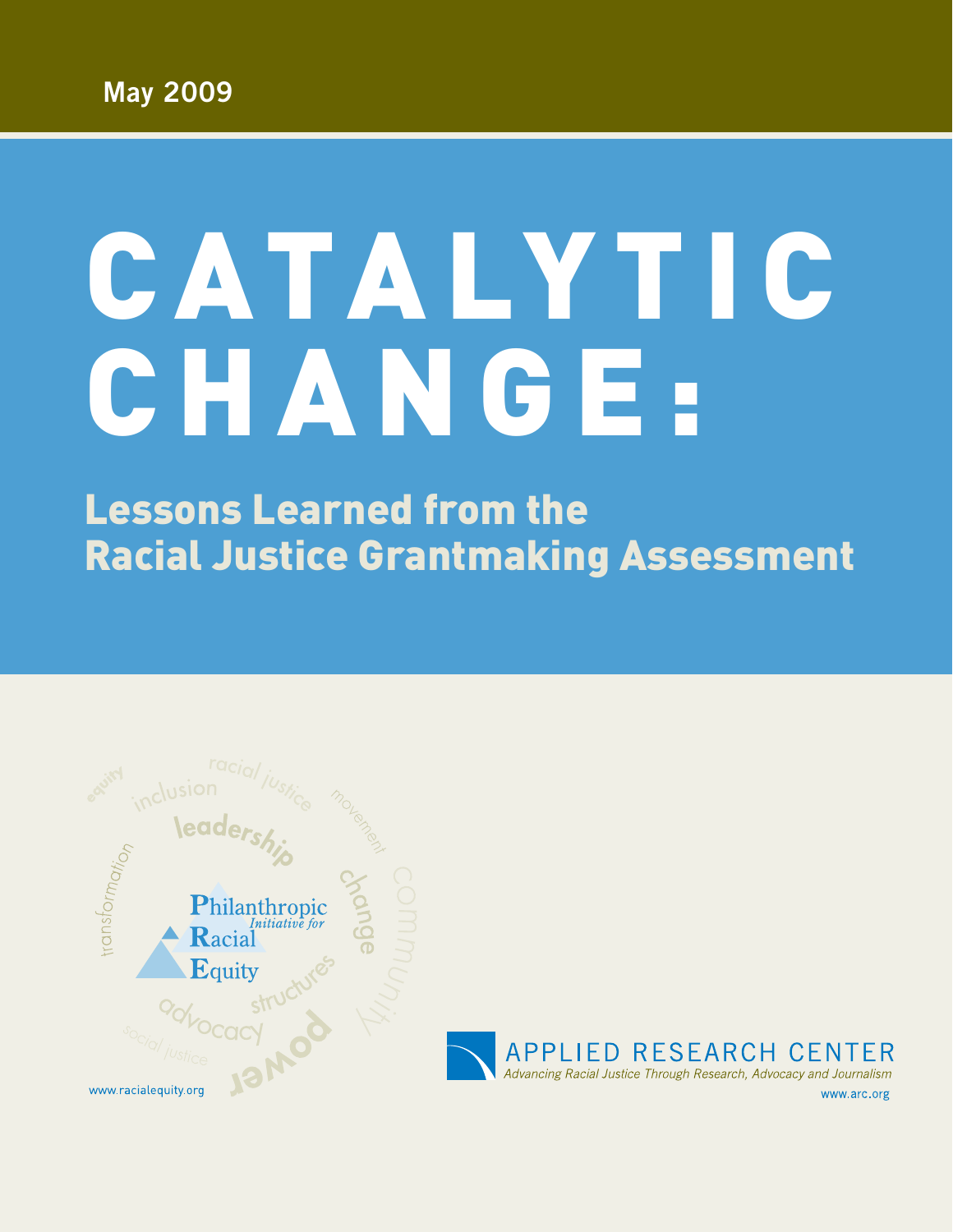May 2009

# CATALYTIC CHANGE:

## Lessons Learned from the Racial Justice Grantmaking Assessment

Philanthropic Initiative for Racial Equity

www.racialequity.org

APPLIED RESEARCH CENTER

*Advancing Racial Justice Through Research, Advocacy and Journalism*

www.arc.org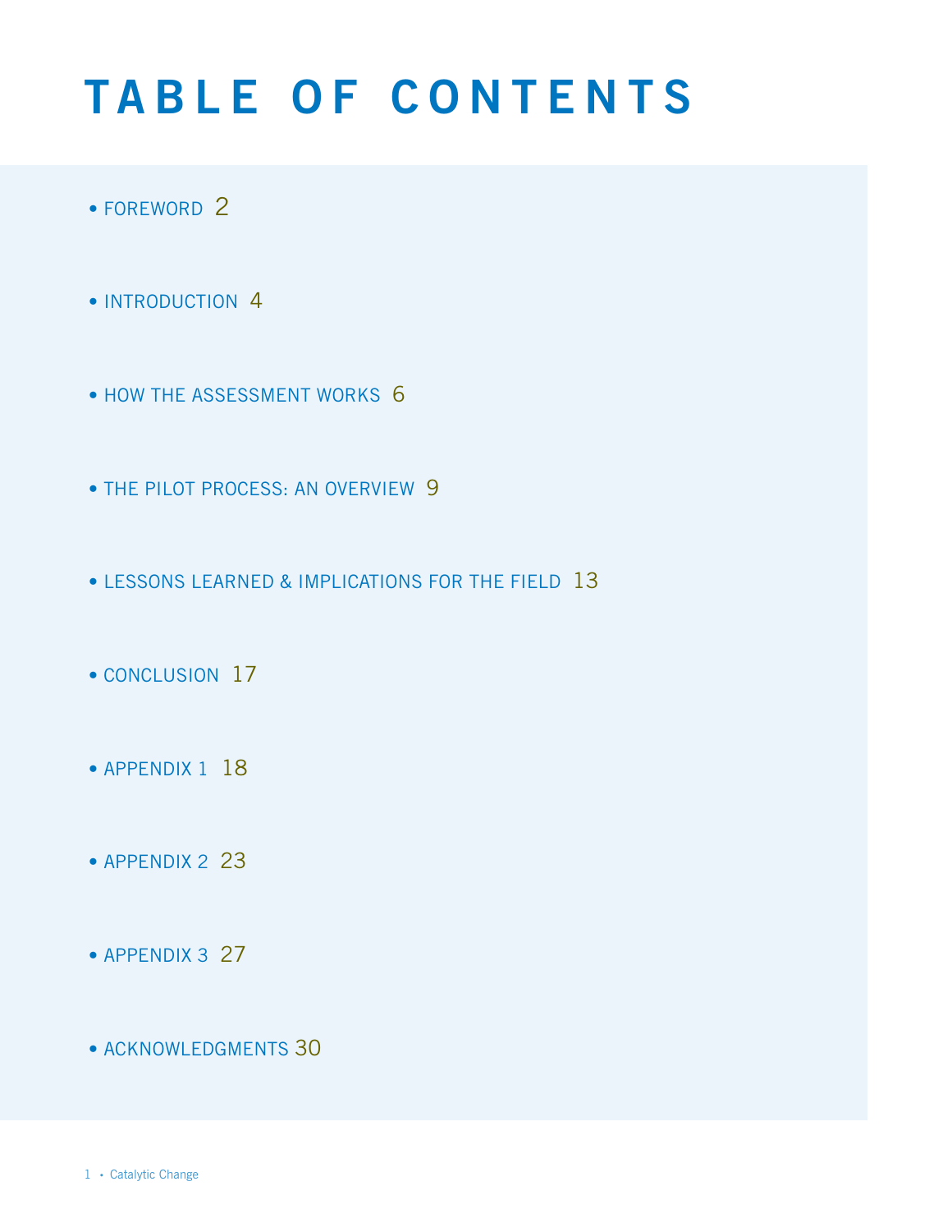# TABLE OF CONTENTS

- FOREWORD 2
- INTRODUCTION 4
- HOW THE ASSESSMENT WORKS 6
- THE PILOT PROCESS: AN OVERVIEW 9
- LESSONS LEARNED & IMPLICATIONS FOR THE FIELD 13
- CONCLUSION 17
- APPENDIX 1 18
- APPENDIX 2 23
- APPENDIX 3 27
- ACKNOWLEDGMENTS 30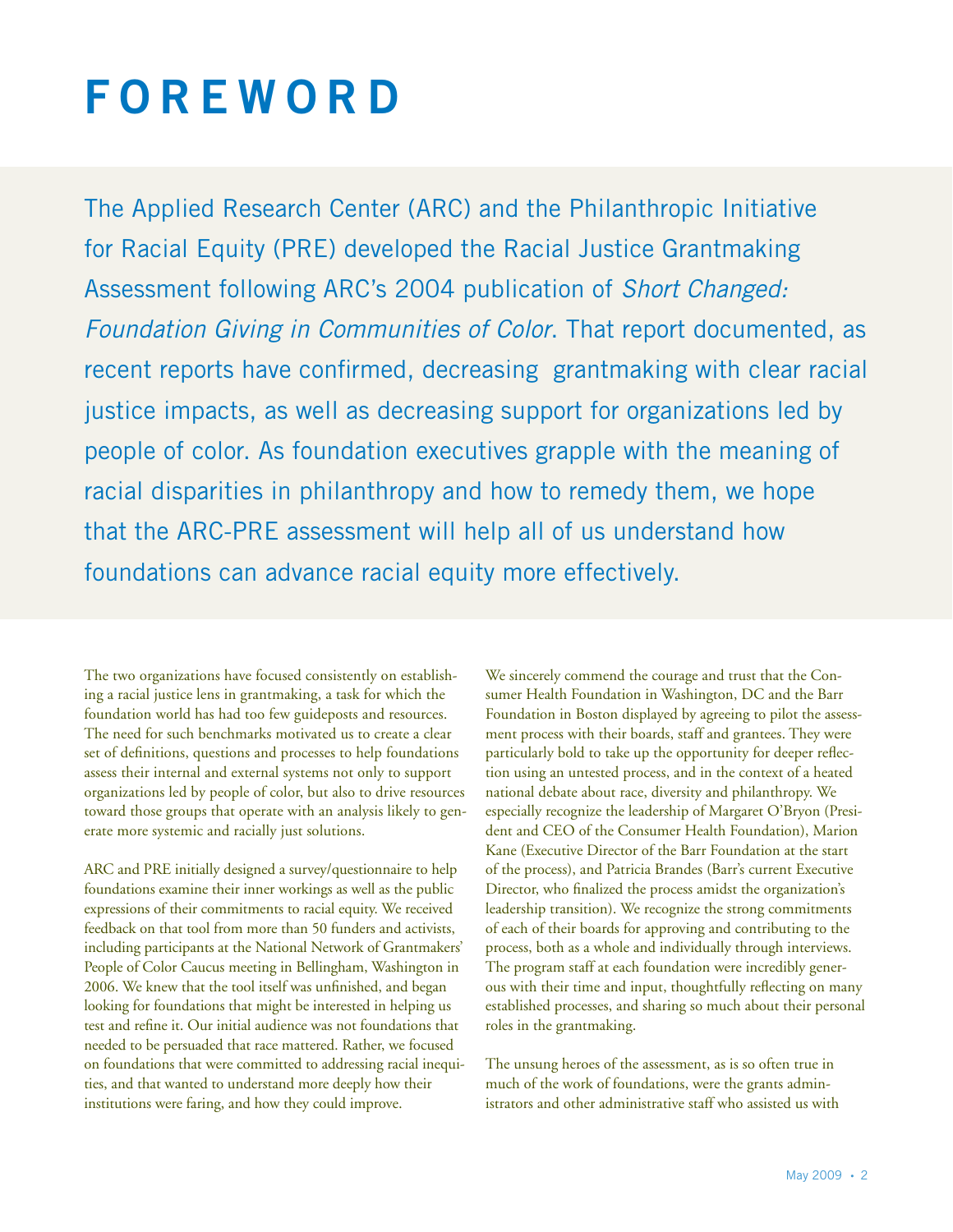# FOREWORD

The Applied Research Center (ARC) and the Philanthropic Initiative for Racial Equity (PRE) developed the Racial Justice Grantmaking Assessment following ARC's 2004 publication of *Short Changed: Foundation Giving in Communities of Color*. That report documented, as recent reports have confirmed, decreasing grantmaking with clear racial justice impacts, as well as decreasing support for organizations led by people of color. As foundation executives grapple with the meaning of racial disparities in philanthropy and how to remedy them, we hope that the ARC-PRE assessment will help all of us understand how foundations can advance racial equity more effectively.

The two organizations have focused consistently on establishing a racial justice lens in grantmaking, a task for which the foundation world has had too few guideposts and resources. The need for such benchmarks motivated us to create a clear set of definitions, questions and processes to help foundations assess their internal and external systems not only to support organizations led by people of color, but also to drive resources toward those groups that operate with an analysis likely to generate more systemic and racially just solutions.

ARC and PRE initially designed a survey/questionnaire to help foundations examine their inner workings as well as the public expressions of their commitments to racial equity. We received feedback on that tool from more than 50 funders and activists, including participants at the National Network of Grantmakers' People of Color Caucus meeting in Bellingham, Washington in 2006. We knew that the tool itself was unfinished, and began looking for foundations that might be interested in helping us test and refine it. Our initial audience was not foundations that needed to be persuaded that race mattered. Rather, we focused on foundations that were committed to addressing racial inequities, and that wanted to understand more deeply how their institutions were faring, and how they could improve.

We sincerely commend the courage and trust that the Consumer Health Foundation in Washington, DC and the Barr Foundation in Boston displayed by agreeing to pilot the assessment process with their boards, staff and grantees. They were particularly bold to take up the opportunity for deeper reflection using an untested process, and in the context of a heated national debate about race, diversity and philanthropy. We especially recognize the leadership of Margaret O'Bryon (President and CEO of the Consumer Health Foundation), Marion Kane (Executive Director of the Barr Foundation at the start of the process), and Patricia Brandes (Barr's current Executive Director, who finalized the process amidst the organization's leadership transition). We recognize the strong commitments of each of their boards for approving and contributing to the process, both as a whole and individually through interviews. The program staff at each foundation were incredibly generous with their time and input, thoughtfully reflecting on many established processes, and sharing so much about their personal roles in the grantmaking.

The unsung heroes of the assessment, as is so often true in much of the work of foundations, were the grants administrators and other administrative staff who assisted us with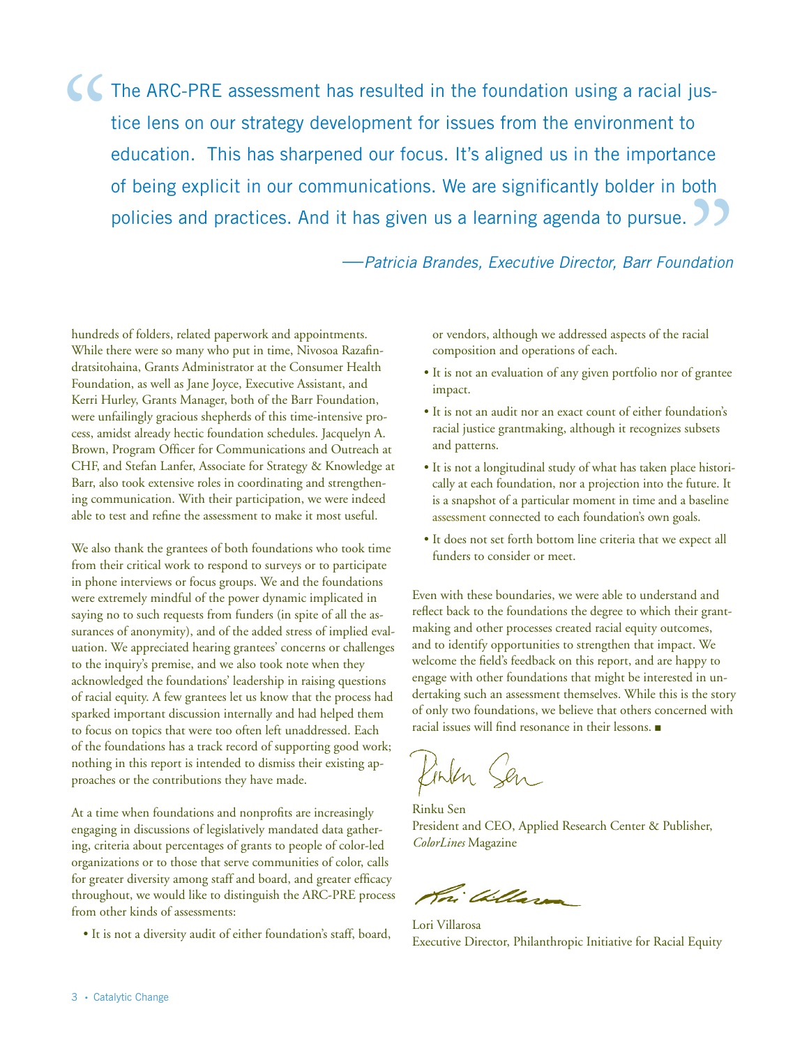> The ARC-PRE assessment has resulted in the foundation using a racial justice lens on our strategy development for issues from the environment to education. This has sharpened our focus. It's aligned us in the importance of being explicit in our communications. We are significantly bolder in both policies and practices. And it has given us a learning agenda to pursue.
>
> —*Patricia Brandes, Executive Director, Barr Foundation*

hundreds of folders, related paperwork and appointments. While there were so many who put in time, Nivosoa Razafindratsitohaina, Grants Administrator at the Consumer Health Foundation, as well as Jane Joyce, Executive Assistant, and Kerri Hurley, Grants Manager, both of the Barr Foundation, were unfailingly gracious shepherds of this time-intensive process, amidst already hectic foundation schedules. Jacquelyn A. Brown, Program Officer for Communications and Outreach at CHF, and Stefan Lanfer, Associate for Strategy & Knowledge at Barr, also took extensive roles in coordinating and strengthening communication. With their participation, we were indeed able to test and refine the assessment to make it most useful.

We also thank the grantees of both foundations who took time from their critical work to respond to surveys or to participate in phone interviews or focus groups. We and the foundations were extremely mindful of the power dynamic implicated in saying no to such requests from funders (in spite of all the assurances of anonymity), and of the added stress of implied evaluation. We appreciated hearing grantees' concerns or challenges to the inquiry's premise, and we also took note when they acknowledged the foundations' leadership in raising questions of racial equity. A few grantees let us know that the process had sparked important discussion internally and had helped them to focus on topics that were too often left unaddressed. Each of the foundations has a track record of supporting good work; nothing in this report is intended to dismiss their existing approaches or the contributions they have made.

At a time when foundations and nonprofits are increasingly engaging in discussions of legislatively mandated data gathering, criteria about percentages of grants to people of color-led organizations or to those that serve communities of color, calls for greater diversity among staff and board, and greater efficacy throughout, we would like to distinguish the ARC-PRE process from other kinds of assessments:

- It is not a diversity audit of either foundation's staff, board, or vendors, although we addressed aspects of the racial composition and operations of each.
- It is not an evaluation of any given portfolio nor of grantee impact.
- It is not an audit nor an exact count of either foundation's racial justice grantmaking, although it recognizes subsets and patterns.
- It is not a longitudinal study of what has taken place historically at each foundation, nor a projection into the future. It is a snapshot of a particular moment in time and a baseline assessment connected to each foundation's own goals.
- It does not set forth bottom line criteria that we expect all funders to consider or meet.

Even with these boundaries, we were able to understand and reflect back to the foundations the degree to which their grantmaking and other processes created racial equity outcomes, and to identify opportunities to strengthen that impact. We welcome the field's feedback on this report, and are happy to engage with other foundations that might be interested in undertaking such an assessment themselves. While this is the story of only two foundations, we believe that others concerned with racial issues will find resonance in their lessons. ■

Rinku Sen
President and CEO, Applied Research Center & Publisher, *ColorLines* Magazine

Lori Villarosa
Executive Director, Philanthropic Initiative for Racial Equity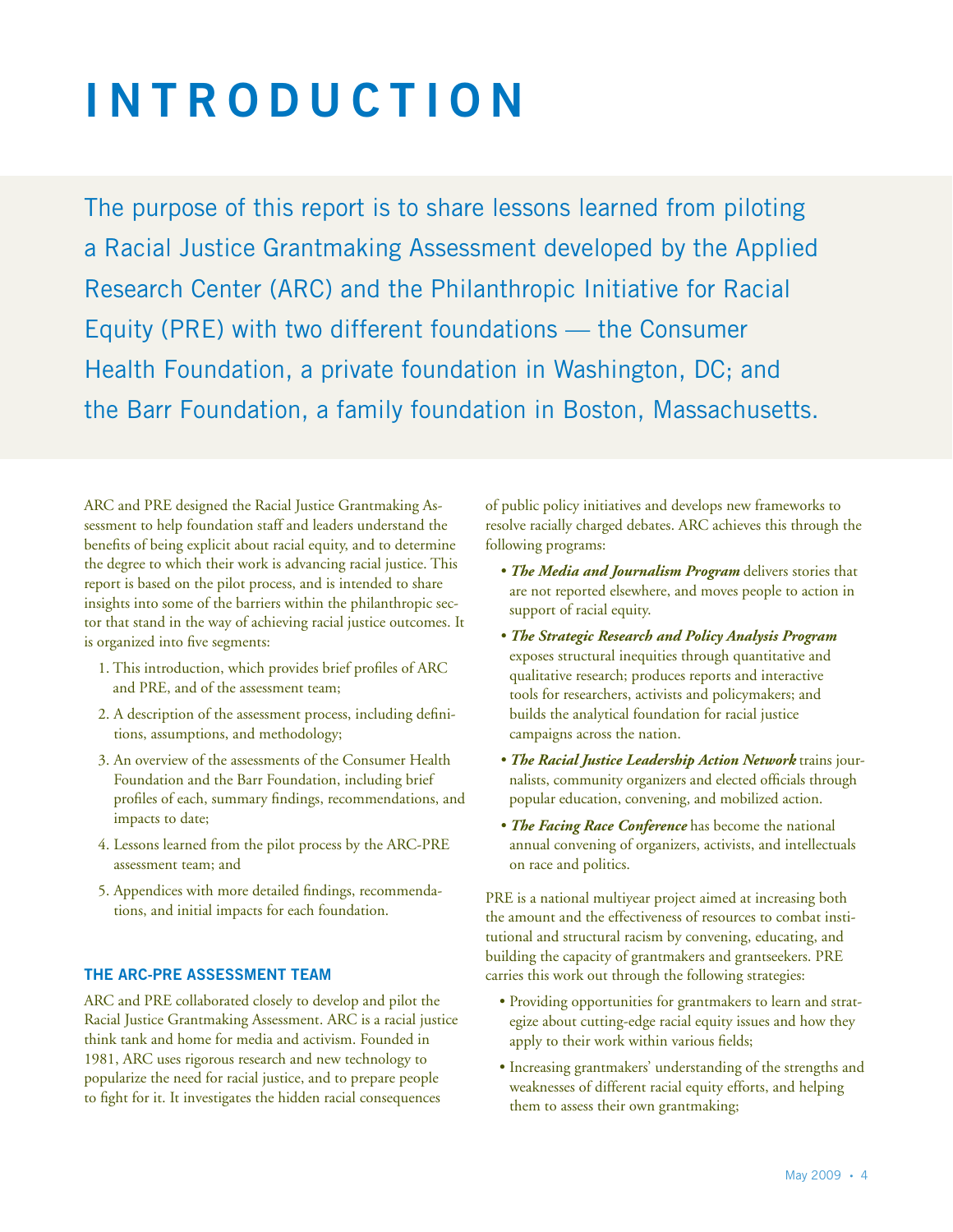# INTRODUCTION

The purpose of this report is to share lessons learned from piloting a Racial Justice Grantmaking Assessment developed by the Applied Research Center (ARC) and the Philanthropic Initiative for Racial Equity (PRE) with two different foundations — the Consumer Health Foundation, a private foundation in Washington, DC; and the Barr Foundation, a family foundation in Boston, Massachusetts.

ARC and PRE designed the Racial Justice Grantmaking Assessment to help foundation staff and leaders understand the benefits of being explicit about racial equity, and to determine the degree to which their work is advancing racial justice. This report is based on the pilot process, and is intended to share insights into some of the barriers within the philanthropic sector that stand in the way of achieving racial justice outcomes. It is organized into five segments:

1. This introduction, which provides brief profiles of ARC and PRE, and of the assessment team;
2. A description of the assessment process, including definitions, assumptions, and methodology;
3. An overview of the assessments of the Consumer Health Foundation and the Barr Foundation, including brief profiles of each, summary findings, recommendations, and impacts to date;
4. Lessons learned from the pilot process by the ARC-PRE assessment team; and
5. Appendices with more detailed findings, recommendations, and initial impacts for each foundation.

### THE ARC-PRE ASSESSMENT TEAM

ARC and PRE collaborated closely to develop and pilot the Racial Justice Grantmaking Assessment. ARC is a racial justice think tank and home for media and activism. Founded in 1981, ARC uses rigorous research and new technology to popularize the need for racial justice, and to prepare people to fight for it. It investigates the hidden racial consequences of public policy initiatives and develops new frameworks to resolve racially charged debates. ARC achieves this through the following programs:

- ***The Media and Journalism Program*** delivers stories that are not reported elsewhere, and moves people to action in support of racial equity.
- ***The Strategic Research and Policy Analysis Program*** exposes structural inequities through quantitative and qualitative research; produces reports and interactive tools for researchers, activists and policymakers; and builds the analytical foundation for racial justice campaigns across the nation.
- ***The Racial Justice Leadership Action Network*** trains journalists, community organizers and elected officials through popular education, convening, and mobilized action.
- ***The Facing Race Conference*** has become the national annual convening of organizers, activists, and intellectuals on race and politics.

PRE is a national multiyear project aimed at increasing both the amount and the effectiveness of resources to combat institutional and structural racism by convening, educating, and building the capacity of grantmakers and grantseekers. PRE carries this work out through the following strategies:

- Providing opportunities for grantmakers to learn and strategize about cutting-edge racial equity issues and how they apply to their work within various fields;
- Increasing grantmakers' understanding of the strengths and weaknesses of different racial equity efforts, and helping them to assess their own grantmaking;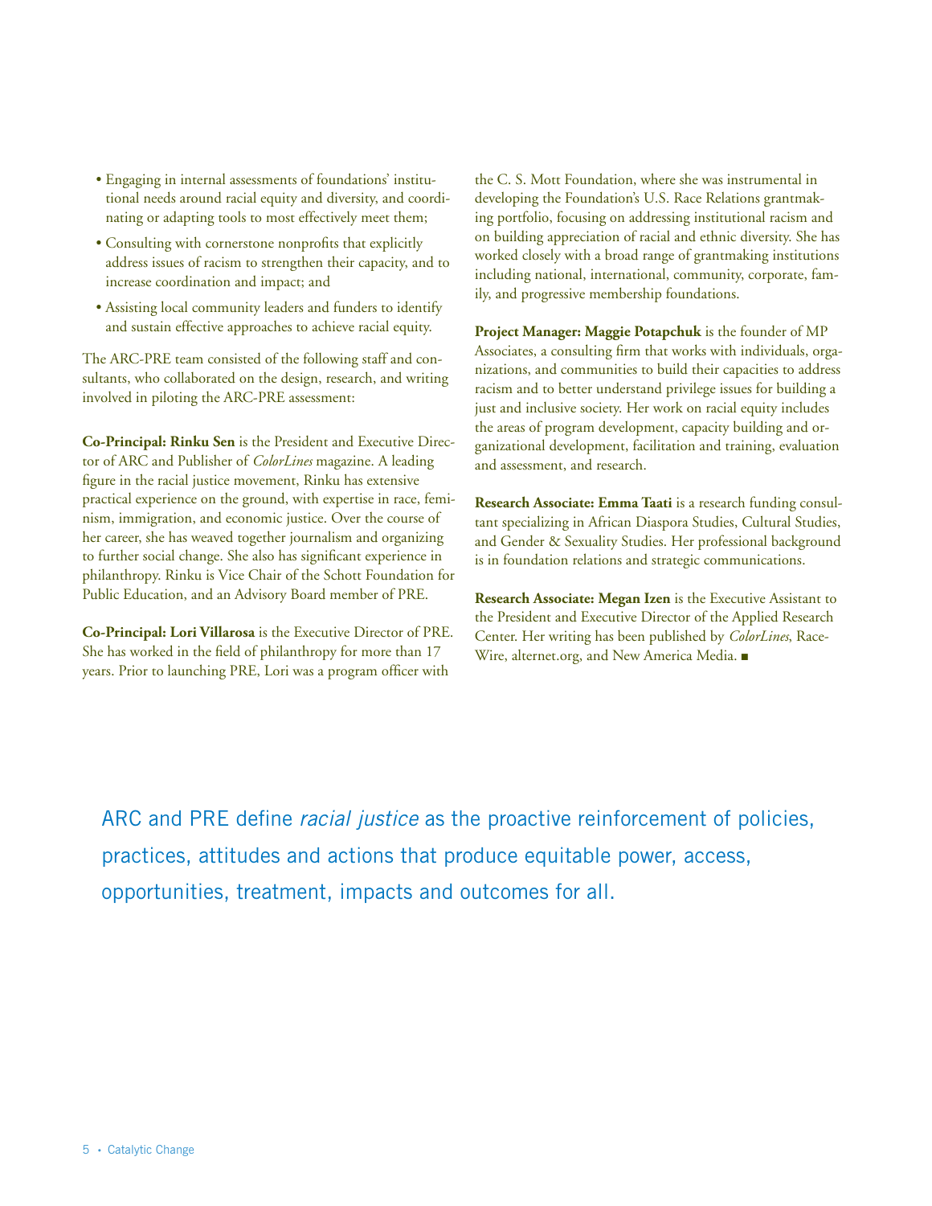- Engaging in internal assessments of foundations' institutional needs around racial equity and diversity, and coordinating or adapting tools to most effectively meet them;
- Consulting with cornerstone nonprofits that explicitly address issues of racism to strengthen their capacity, and to increase coordination and impact; and
- Assisting local community leaders and funders to identify and sustain effective approaches to achieve racial equity.

The ARC-PRE team consisted of the following staff and consultants, who collaborated on the design, research, and writing involved in piloting the ARC-PRE assessment:

**Co-Principal: Rinku Sen** is the President and Executive Director of ARC and Publisher of *ColorLines* magazine. A leading figure in the racial justice movement, Rinku has extensive practical experience on the ground, with expertise in race, feminism, immigration, and economic justice. Over the course of her career, she has weaved together journalism and organizing to further social change. She also has significant experience in philanthropy. Rinku is Vice Chair of the Schott Foundation for Public Education, and an Advisory Board member of PRE.

**Co-Principal: Lori Villarosa** is the Executive Director of PRE. She has worked in the field of philanthropy for more than 17 years. Prior to launching PRE, Lori was a program officer with the C. S. Mott Foundation, where she was instrumental in developing the Foundation's U.S. Race Relations grantmaking portfolio, focusing on addressing institutional racism and on building appreciation of racial and ethnic diversity. She has worked closely with a broad range of grantmaking institutions including national, international, community, corporate, family, and progressive membership foundations.

**Project Manager: Maggie Potapchuk** is the founder of MP Associates, a consulting firm that works with individuals, organizations, and communities to build their capacities to address racism and to better understand privilege issues for building a just and inclusive society. Her work on racial equity includes the areas of program development, capacity building and organizational development, facilitation and training, evaluation and assessment, and research.

**Research Associate: Emma Taati** is a research funding consultant specializing in African Diaspora Studies, Cultural Studies, and Gender & Sexuality Studies. Her professional background is in foundation relations and strategic communications.

**Research Associate: Megan Izen** is the Executive Assistant to the President and Executive Director of the Applied Research Center. Her writing has been published by *ColorLines*, RaceWire, alternet.org, and New America Media. ■

ARC and PRE define *racial justice* as the proactive reinforcement of policies, practices, attitudes and actions that produce equitable power, access, opportunities, treatment, impacts and outcomes for all.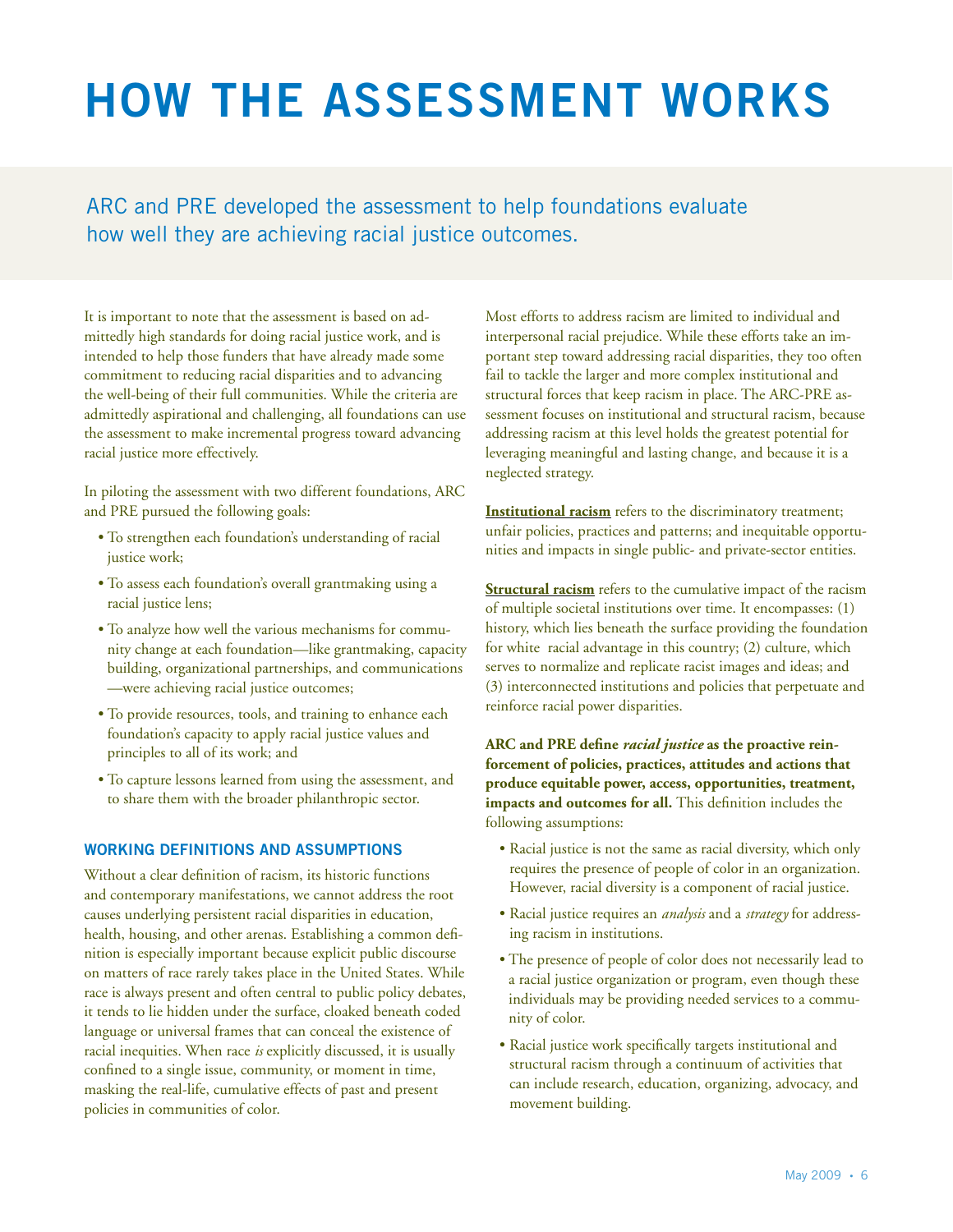# HOW THE ASSESSMENT WORKS

ARC and PRE developed the assessment to help foundations evaluate how well they are achieving racial justice outcomes.

It is important to note that the assessment is based on admittedly high standards for doing racial justice work, and is intended to help those funders that have already made some commitment to reducing racial disparities and to advancing the well-being of their full communities. While the criteria are admittedly aspirational and challenging, all foundations can use the assessment to make incremental progress toward advancing racial justice more effectively.

In piloting the assessment with two different foundations, ARC and PRE pursued the following goals:

- To strengthen each foundation's understanding of racial justice work;
- To assess each foundation's overall grantmaking using a racial justice lens;
- To analyze how well the various mechanisms for community change at each foundation—like grantmaking, capacity building, organizational partnerships, and communications—were achieving racial justice outcomes;
- To provide resources, tools, and training to enhance each foundation's capacity to apply racial justice values and principles to all of its work; and
- To capture lessons learned from using the assessment, and to share them with the broader philanthropic sector.

## WORKING DEFINITIONS AND ASSUMPTIONS

Without a clear definition of racism, its historic functions and contemporary manifestations, we cannot address the root causes underlying persistent racial disparities in education, health, housing, and other arenas. Establishing a common definition is especially important because explicit public discourse on matters of race rarely takes place in the United States. While race is always present and often central to public policy debates, it tends to lie hidden under the surface, cloaked beneath coded language or universal frames that can conceal the existence of racial inequities. When race *is* explicitly discussed, it is usually confined to a single issue, community, or moment in time, masking the real-life, cumulative effects of past and present policies in communities of color.

Most efforts to address racism are limited to individual and interpersonal racial prejudice. While these efforts take an important step toward addressing racial disparities, they too often fail to tackle the larger and more complex institutional and structural forces that keep racism in place. The ARC-PRE assessment focuses on institutional and structural racism, because addressing racism at this level holds the greatest potential for leveraging meaningful and lasting change, and because it is a neglected strategy.

**Institutional racism** refers to the discriminatory treatment; unfair policies, practices and patterns; and inequitable opportunities and impacts in single public- and private-sector entities.

**Structural racism** refers to the cumulative impact of the racism of multiple societal institutions over time. It encompasses: (1) history, which lies beneath the surface providing the foundation for white racial advantage in this country; (2) culture, which serves to normalize and replicate racist images and ideas; and (3) interconnected institutions and policies that perpetuate and reinforce racial power disparities.

**ARC and PRE define *racial justice* as the proactive reinforcement of policies, practices, attitudes and actions that produce equitable power, access, opportunities, treatment, impacts and outcomes for all.** This definition includes the following assumptions:

- Racial justice is not the same as racial diversity, which only requires the presence of people of color in an organization. However, racial diversity is a component of racial justice.
- Racial justice requires an *analysis* and a *strategy* for addressing racism in institutions.
- The presence of people of color does not necessarily lead to a racial justice organization or program, even though these individuals may be providing needed services to a community of color.
- Racial justice work specifically targets institutional and structural racism through a continuum of activities that can include research, education, organizing, advocacy, and movement building.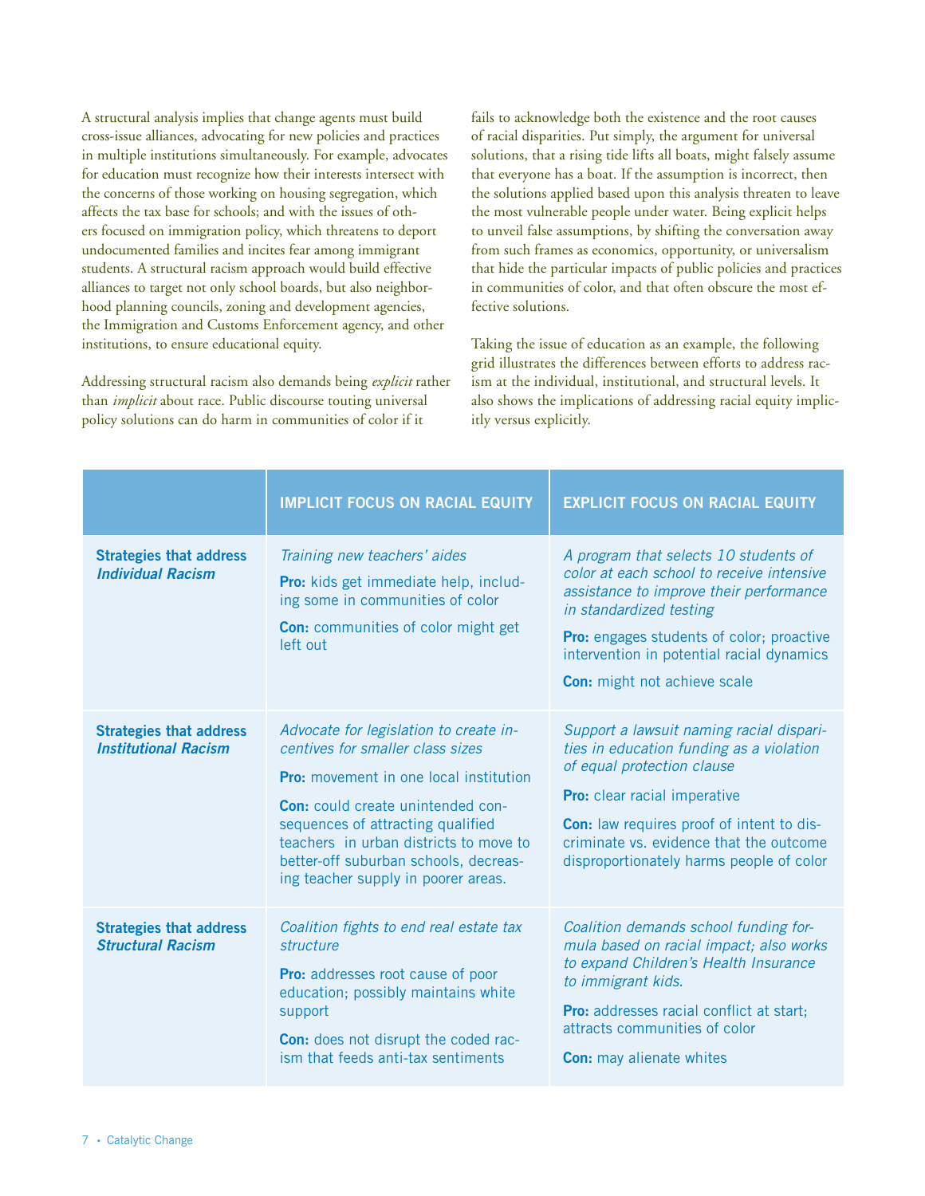A structural analysis implies that change agents must build cross-issue alliances, advocating for new policies and practices in multiple institutions simultaneously. For example, advocates for education must recognize how their interests intersect with the concerns of those working on housing segregation, which affects the tax base for schools; and with the issues of others focused on immigration policy, which threatens to deport undocumented families and incites fear among immigrant students. A structural racism approach would build effective alliances to target not only school boards, but also neighborhood planning councils, zoning and development agencies, the Immigration and Customs Enforcement agency, and other institutions, to ensure educational equity.

Addressing structural racism also demands being *explicit* rather than *implicit* about race. Public discourse touting universal policy solutions can do harm in communities of color if it fails to acknowledge both the existence and the root causes of racial disparities. Put simply, the argument for universal solutions, that a rising tide lifts all boats, might falsely assume that everyone has a boat. If the assumption is incorrect, then the solutions applied based upon this analysis threaten to leave the most vulnerable people under water. Being explicit helps to unveil false assumptions, by shifting the conversation away from such frames as economics, opportunity, or universalism that hide the particular impacts of public policies and practices in communities of color, and that often obscure the most effective solutions.

Taking the issue of education as an example, the following grid illustrates the differences between efforts to address racism at the individual, institutional, and structural levels. It also shows the implications of addressing racial equity implicitly versus explicitly.

| | IMPLICIT FOCUS ON RACIAL EQUITY | EXPLICIT FOCUS ON RACIAL EQUITY |
|---|---|---|
| **Strategies that address *Individual Racism*** | *Training new teachers' aides*<br><br>**Pro:** kids get immediate help, including some in communities of color<br><br>**Con:** communities of color might get left out | *A program that selects 10 students of color at each school to receive intensive assistance to improve their performance in standardized testing*<br><br>**Pro:** engages students of color; proactive intervention in potential racial dynamics<br><br>**Con:** might not achieve scale |
| **Strategies that address *Institutional Racism*** | *Advocate for legislation to create incentives for smaller class sizes*<br><br>**Pro:** movement in one local institution<br><br>**Con:** could create unintended consequences of attracting qualified teachers in urban districts to move to better-off suburban schools, decreasing teacher supply in poorer areas. | *Support a lawsuit naming racial disparities in education funding as a violation of equal protection clause*<br><br>**Pro:** clear racial imperative<br><br>**Con:** law requires proof of intent to discriminate vs. evidence that the outcome disproportionately harms people of color |
| **Strategies that address *Structural Racism*** | *Coalition fights to end real estate tax structure*<br><br>**Pro:** addresses root cause of poor education; possibly maintains white support<br><br>**Con:** does not disrupt the coded racism that feeds anti-tax sentiments | *Coalition demands school funding formula based on racial impact; also works to expand Children's Health Insurance to immigrant kids.*<br><br>**Pro:** addresses racial conflict at start; attracts communities of color<br><br>**Con:** may alienate whites |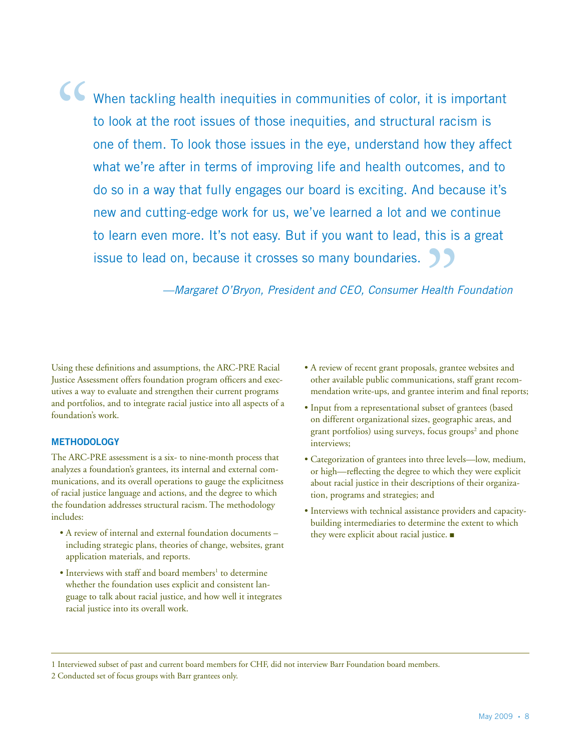> "When tackling health inequities in communities of color, it is important to look at the root issues of those inequities, and structural racism is one of them. To look those issues in the eye, understand how they affect what we're after in terms of improving life and health outcomes, and to do so in a way that fully engages our board is exciting. And because it's new and cutting-edge work for us, we've learned a lot and we continue to learn even more. It's not easy. But if you want to lead, this is a great issue to lead on, because it crosses so many boundaries."
>
> *—Margaret O'Bryon, President and CEO, Consumer Health Foundation*

Using these definitions and assumptions, the ARC-PRE Racial Justice Assessment offers foundation program officers and executives a way to evaluate and strengthen their current programs and portfolios, and to integrate racial justice into all aspects of a foundation's work.

### METHODOLOGY

The ARC-PRE assessment is a six- to nine-month process that analyzes a foundation's grantees, its internal and external communications, and its overall operations to gauge the explicitness of racial justice language and actions, and the degree to which the foundation addresses structural racism. The methodology includes:

- A review of internal and external foundation documents – including strategic plans, theories of change, websites, grant application materials, and reports.
- Interviews with staff and board members[1] to determine whether the foundation uses explicit and consistent language to talk about racial justice, and how well it integrates racial justice into its overall work.
- A review of recent grant proposals, grantee websites and other available public communications, staff grant recommendation write-ups, and grantee interim and final reports;
- Input from a representational subset of grantees (based on different organizational sizes, geographic areas, and grant portfolios) using surveys, focus groups[2] and phone interviews;
- Categorization of grantees into three levels—low, medium, or high—reflecting the degree to which they were explicit about racial justice in their descriptions of their organization, programs and strategies; and
- Interviews with technical assistance providers and capacity-building intermediaries to determine the extent to which they were explicit about racial justice. ■

---

1 Interviewed subset of past and current board members for CHF, did not interview Barr Foundation board members.

2 Conducted set of focus groups with Barr grantees only.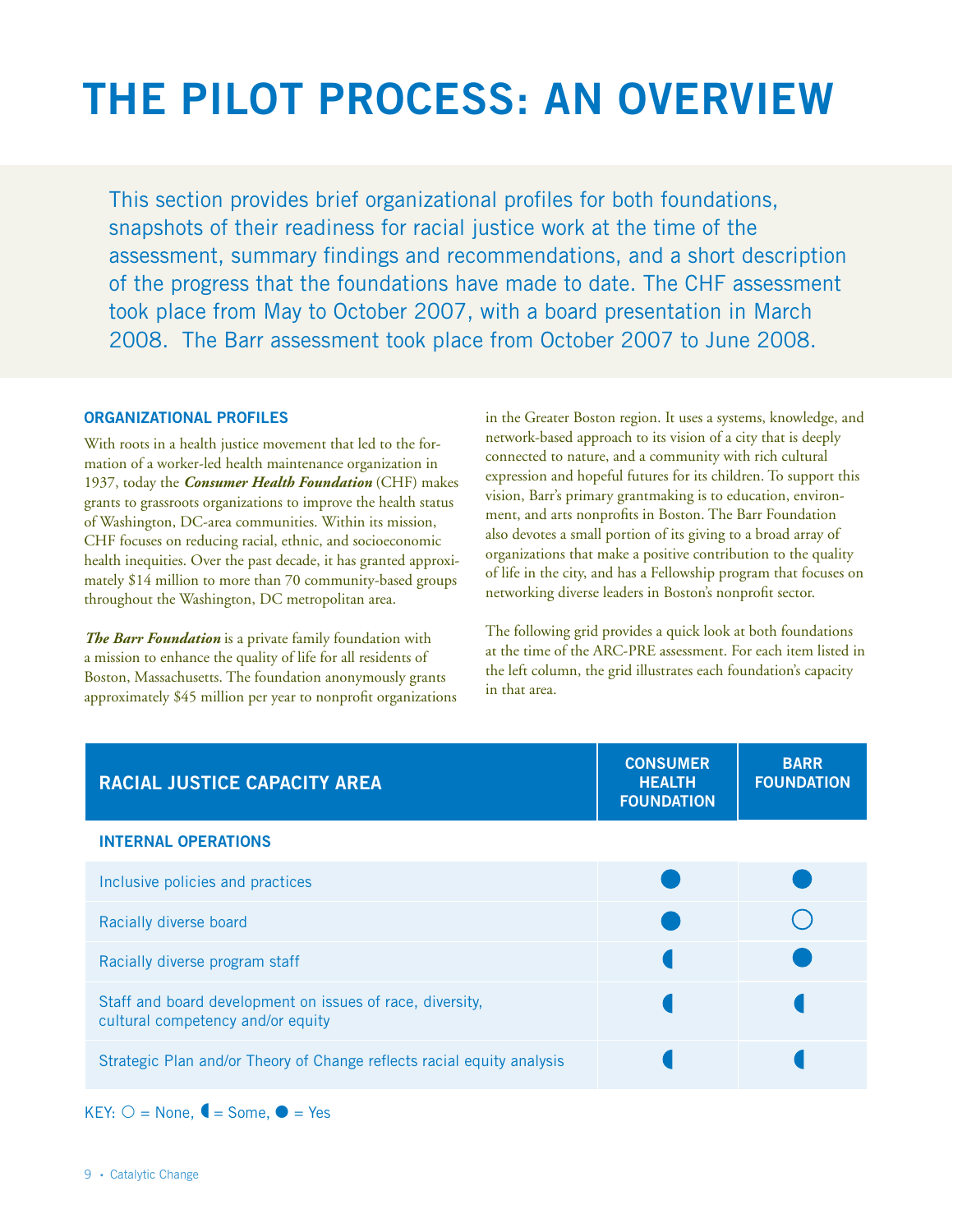# THE PILOT PROCESS: AN OVERVIEW

This section provides brief organizational profiles for both foundations, snapshots of their readiness for racial justice work at the time of the assessment, summary findings and recommendations, and a short description of the progress that the foundations have made to date. The CHF assessment took place from May to October 2007, with a board presentation in March 2008. The Barr assessment took place from October 2007 to June 2008.

## ORGANIZATIONAL PROFILES

With roots in a health justice movement that led to the formation of a worker-led health maintenance organization in 1937, today the ***Consumer Health Foundation*** (CHF) makes grants to grassroots organizations to improve the health status of Washington, DC-area communities. Within its mission, CHF focuses on reducing racial, ethnic, and socioeconomic health inequities. Over the past decade, it has granted approximately $14 million to more than 70 community-based groups throughout the Washington, DC metropolitan area.

***The Barr Foundation*** is a private family foundation with a mission to enhance the quality of life for all residents of Boston, Massachusetts. The foundation anonymously grants approximately $45 million per year to nonprofit organizations in the Greater Boston region. It uses a systems, knowledge, and network-based approach to its vision of a city that is deeply connected to nature, and a community with rich cultural expression and hopeful futures for its children. To support this vision, Barr's primary grantmaking is to education, environment, and arts nonprofits in Boston. The Barr Foundation also devotes a small portion of its giving to a broad array of organizations that make a positive contribution to the quality of life in the city, and has a Fellowship program that focuses on networking diverse leaders in Boston's nonprofit sector.

The following grid provides a quick look at both foundations at the time of the ARC-PRE assessment. For each item listed in the left column, the grid illustrates each foundation's capacity in that area.

| RACIAL JUSTICE CAPACITY AREA | CONSUMER HEALTH FOUNDATION | BARR FOUNDATION |
|---|---|---|
| **INTERNAL OPERATIONS** | | |
| Inclusive policies and practices | ● | ● |
| Racially diverse board | ● | ○ |
| Racially diverse program staff | ◖ | ● |
| Staff and board development on issues of race, diversity, cultural competency and/or equity | ◖ | ◖ |
| Strategic Plan and/or Theory of Change reflects racial equity analysis | ◖ | ◖ |

KEY: ○ = None, ◖ = Some, ● = Yes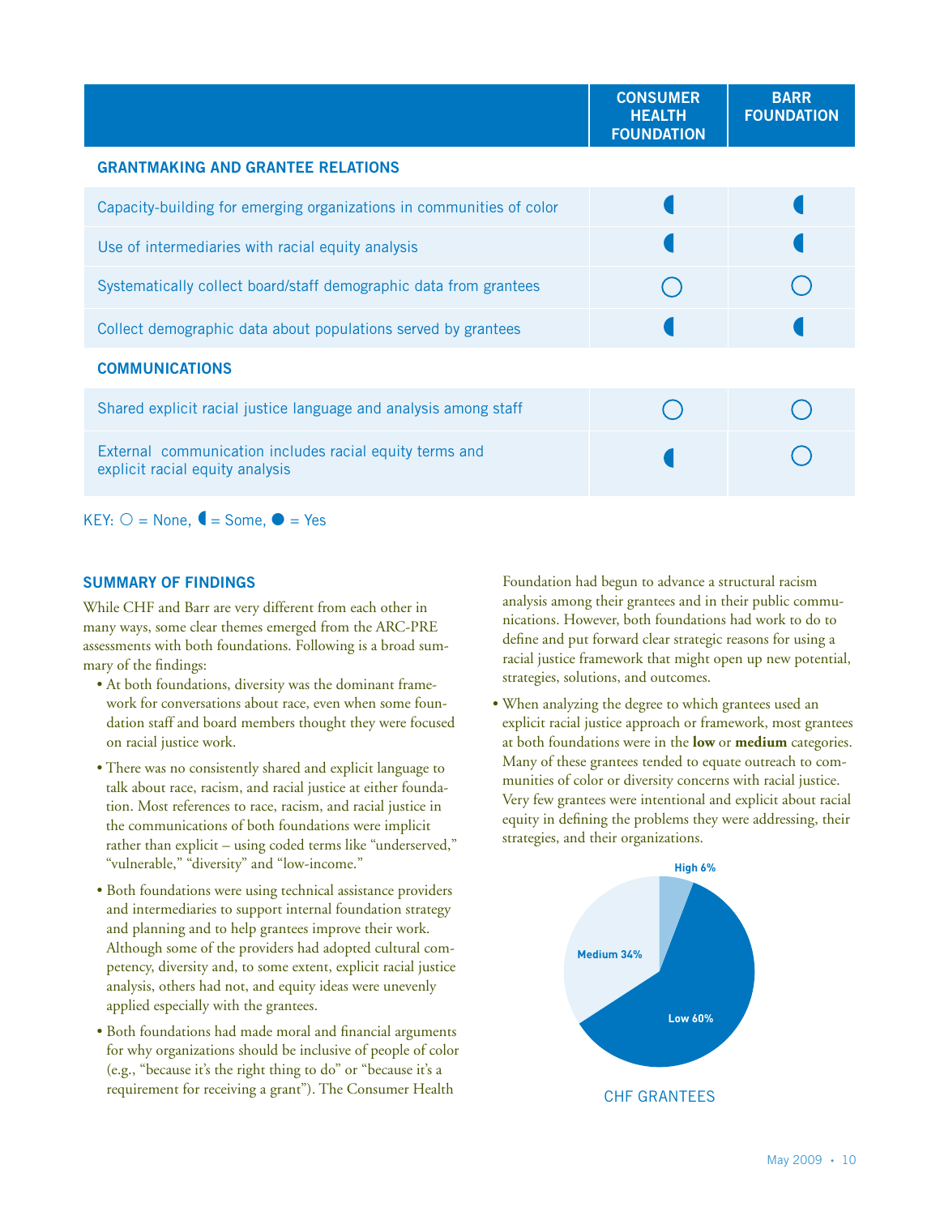| | CONSUMER HEALTH FOUNDATION | BARR FOUNDATION |
|---|---|---|
| **GRANTMAKING AND GRANTEE RELATIONS** | | |
| Capacity-building for emerging organizations in communities of color | ◖ | ◖ |
| Use of intermediaries with racial equity analysis | ◖ | ◖ |
| Systematically collect board/staff demographic data from grantees | ○ | ○ |
| Collect demographic data about populations served by grantees | ◖ | ◖ |
| **COMMUNICATIONS** | | |
| Shared explicit racial justice language and analysis among staff | ○ | ○ |
| External communication includes racial equity terms and explicit racial equity analysis | ◖ | ○ |

KEY: ○ = None, ◖ = Some, ● = Yes

## SUMMARY OF FINDINGS

While CHF and Barr are very different from each other in many ways, some clear themes emerged from the ARC-PRE assessments with both foundations. Following is a broad summary of the findings:

- At both foundations, diversity was the dominant framework for conversations about race, even when some foundation staff and board members thought they were focused on racial justice work.
- There was no consistently shared and explicit language to talk about race, racism, and racial justice at either foundation. Most references to race, racism, and racial justice in the communications of both foundations were implicit rather than explicit – using coded terms like "underserved," "vulnerable," "diversity" and "low-income."
- Both foundations were using technical assistance providers and intermediaries to support internal foundation strategy and planning and to help grantees improve their work. Although some of the providers had adopted cultural competency, diversity and, to some extent, explicit racial justice analysis, others had not, and equity ideas were unevenly applied especially with the grantees.
- Both foundations had made moral and financial arguments for why organizations should be inclusive of people of color (e.g., "because it's the right thing to do" or "because it's a requirement for receiving a grant"). The Consumer Health Foundation had begun to advance a structural racism analysis among their grantees and in their public communications. However, both foundations had work to do to define and put forward clear strategic reasons for using a racial justice framework that might open up new potential, strategies, solutions, and outcomes.
- When analyzing the degree to which grantees used an explicit racial justice approach or framework, most grantees at both foundations were in the **low** or **medium** categories. Many of these grantees tended to equate outreach to communities of color or diversity concerns with racial justice. Very few grantees were intentional and explicit about racial equity in defining the problems they were addressing, their strategies, and their organizations.

High 6%

Medium 34%

Low 60%

CHF GRANTEES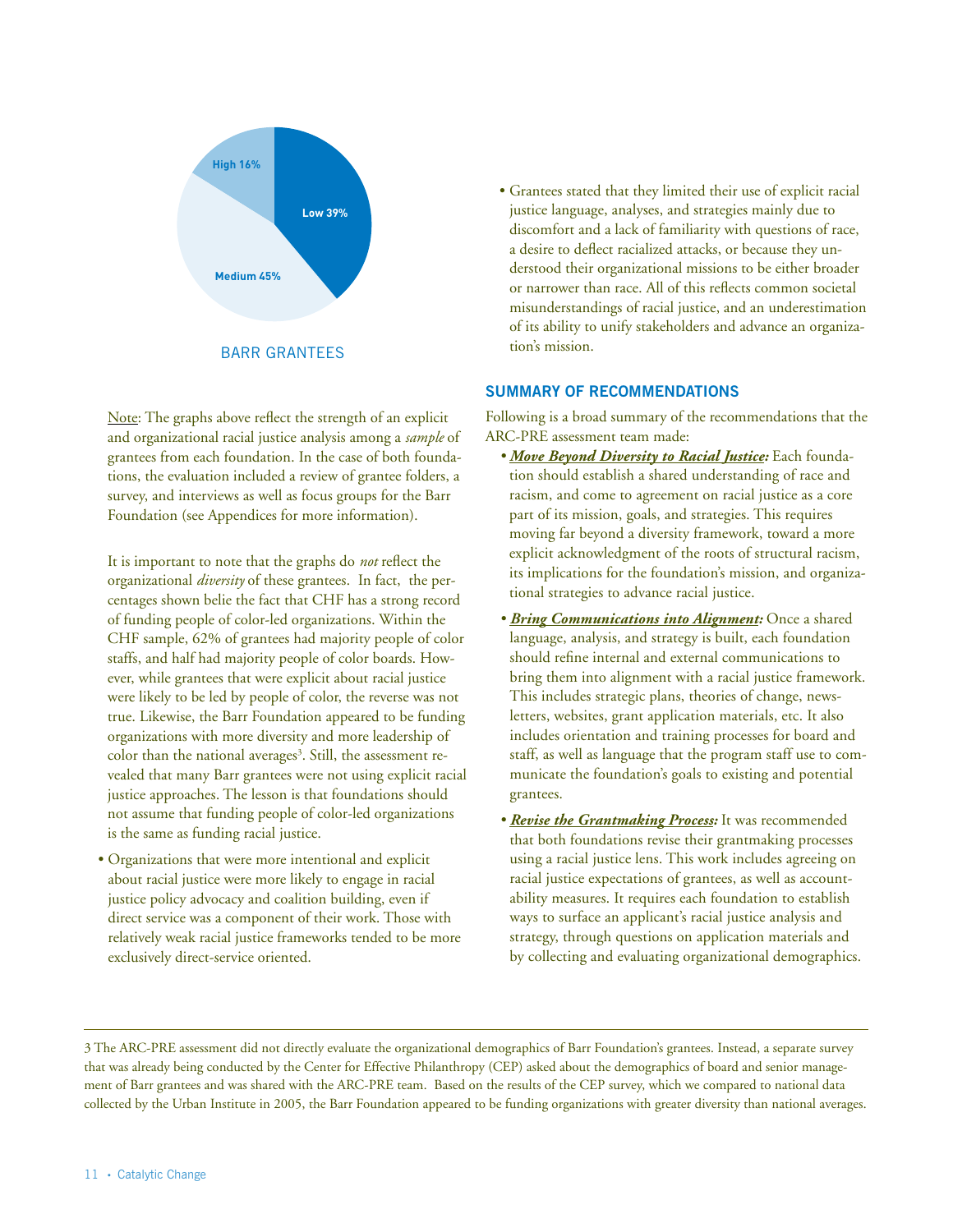High 16%

Low 39%

Medium 45%

BARR GRANTEES

Note: The graphs above reflect the strength of an explicit and organizational racial justice analysis among a *sample* of grantees from each foundation. In the case of both foundations, the evaluation included a review of grantee folders, a survey, and interviews as well as focus groups for the Barr Foundation (see Appendices for more information).

It is important to note that the graphs do *not* reflect the organizational *diversity* of these grantees. In fact, the percentages shown belie the fact that CHF has a strong record of funding people of color-led organizations. Within the CHF sample, 62% of grantees had majority people of color staffs, and half had majority people of color boards. However, while grantees that were explicit about racial justice were likely to be led by people of color, the reverse was not true. Likewise, the Barr Foundation appeared to be funding organizations with more diversity and more leadership of color than the national averages[3]. Still, the assessment revealed that many Barr grantees were not using explicit racial justice approaches. The lesson is that foundations should not assume that funding people of color-led organizations is the same as funding racial justice.

- Organizations that were more intentional and explicit about racial justice were more likely to engage in racial justice policy advocacy and coalition building, even if direct service was a component of their work. Those with relatively weak racial justice frameworks tended to be more exclusively direct-service oriented.
- Grantees stated that they limited their use of explicit racial justice language, analyses, and strategies mainly due to discomfort and a lack of familiarity with questions of race, a desire to deflect racialized attacks, or because they understood their organizational missions to be either broader or narrower than race. All of this reflects common societal misunderstandings of racial justice, and an underestimation of its ability to unify stakeholders and advance an organization's mission.

## SUMMARY OF RECOMMENDATIONS

Following is a broad summary of the recommendations that the ARC-PRE assessment team made:

- ***Move Beyond Diversity to Racial Justice:*** Each foundation should establish a shared understanding of race and racism, and come to agreement on racial justice as a core part of its mission, goals, and strategies. This requires moving far beyond a diversity framework, toward a more explicit acknowledgment of the roots of structural racism, its implications for the foundation's mission, and organizational strategies to advance racial justice.
- ***Bring Communications into Alignment:*** Once a shared language, analysis, and strategy is built, each foundation should refine internal and external communications to bring them into alignment with a racial justice framework. This includes strategic plans, theories of change, newsletters, websites, grant application materials, etc. It also includes orientation and training processes for board and staff, as well as language that the program staff use to communicate the foundation's goals to existing and potential grantees.
- ***Revise the Grantmaking Process:*** It was recommended that both foundations revise their grantmaking processes using a racial justice lens. This work includes agreeing on racial justice expectations of grantees, as well as accountability measures. It requires each foundation to establish ways to surface an applicant's racial justice analysis and strategy, through questions on application materials and by collecting and evaluating organizational demographics.

---

3 The ARC-PRE assessment did not directly evaluate the organizational demographics of Barr Foundation's grantees. Instead, a separate survey that was already being conducted by the Center for Effective Philanthropy (CEP) asked about the demographics of board and senior management of Barr grantees and was shared with the ARC-PRE team. Based on the results of the CEP survey, which we compared to national data collected by the Urban Institute in 2005, the Barr Foundation appeared to be funding organizations with greater diversity than national averages.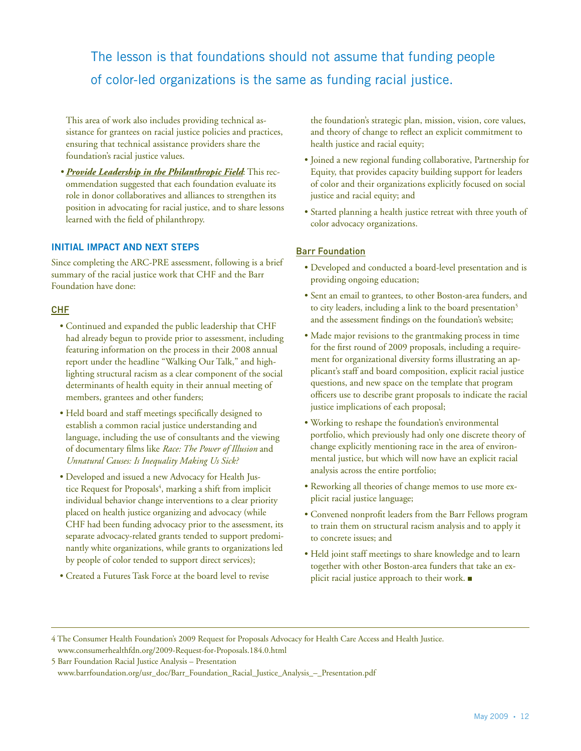> The lesson is that foundations should not assume that funding people of color-led organizations is the same as funding racial justice.

This area of work also includes providing technical assistance for grantees on racial justice policies and practices, ensuring that technical assistance providers share the foundation's racial justice values.

- ***Provide Leadership in the Philanthropic Field***: This recommendation suggested that each foundation evaluate its role in donor collaboratives and alliances to strengthen its position in advocating for racial justice, and to share lessons learned with the field of philanthropy.

### INITIAL IMPACT AND NEXT STEPS

Since completing the ARC-PRE assessment, following is a brief summary of the racial justice work that CHF and the Barr Foundation have done:

#### CHF

- Continued and expanded the public leadership that CHF had already begun to provide prior to assessment, including featuring information on the process in their 2008 annual report under the headline "Walking Our Talk," and highlighting structural racism as a clear component of the social determinants of health equity in their annual meeting of members, grantees and other funders;
- Held board and staff meetings specifically designed to establish a common racial justice understanding and language, including the use of consultants and the viewing of documentary films like *Race: The Power of Illusion* and *Unnatural Causes: Is Inequality Making Us Sick?*
- Developed and issued a new Advocacy for Health Justice Request for Proposals[4], marking a shift from implicit individual behavior change interventions to a clear priority placed on health justice organizing and advocacy (while CHF had been funding advocacy prior to the assessment, its separate advocacy-related grants tended to support predominantly white organizations, while grants to organizations led by people of color tended to support direct services);
- Created a Futures Task Force at the board level to revise the foundation's strategic plan, mission, vision, core values, and theory of change to reflect an explicit commitment to health justice and racial equity;
- Joined a new regional funding collaborative, Partnership for Equity, that provides capacity building support for leaders of color and their organizations explicitly focused on social justice and racial equity; and
- Started planning a health justice retreat with three youth of color advocacy organizations.

#### Barr Foundation

- Developed and conducted a board-level presentation and is providing ongoing education;
- Sent an email to grantees, to other Boston-area funders, and to city leaders, including a link to the board presentation[5] and the assessment findings on the foundation's website;
- Made major revisions to the grantmaking process in time for the first round of 2009 proposals, including a requirement for organizational diversity forms illustrating an applicant's staff and board composition, explicit racial justice questions, and new space on the template that program officers use to describe grant proposals to indicate the racial justice implications of each proposal;
- Working to reshape the foundation's environmental portfolio, which previously had only one discrete theory of change explicitly mentioning race in the area of environmental justice, but which will now have an explicit racial analysis across the entire portfolio;
- Reworking all theories of change memos to use more explicit racial justice language;
- Convened nonprofit leaders from the Barr Fellows program to train them on structural racism analysis and to apply it to concrete issues; and
- Held joint staff meetings to share knowledge and to learn together with other Boston-area funders that take an explicit racial justice approach to their work. ■

---

4 The Consumer Health Foundation's 2009 Request for Proposals Advocacy for Health Care Access and Health Justice. www.consumerhealthfdn.org/2009-Request-for-Proposals.184.0.html

5 Barr Foundation Racial Justice Analysis – Presentation www.barrfoundation.org/usr_doc/Barr_Foundation_Racial_Justice_Analysis_–_Presentation.pdf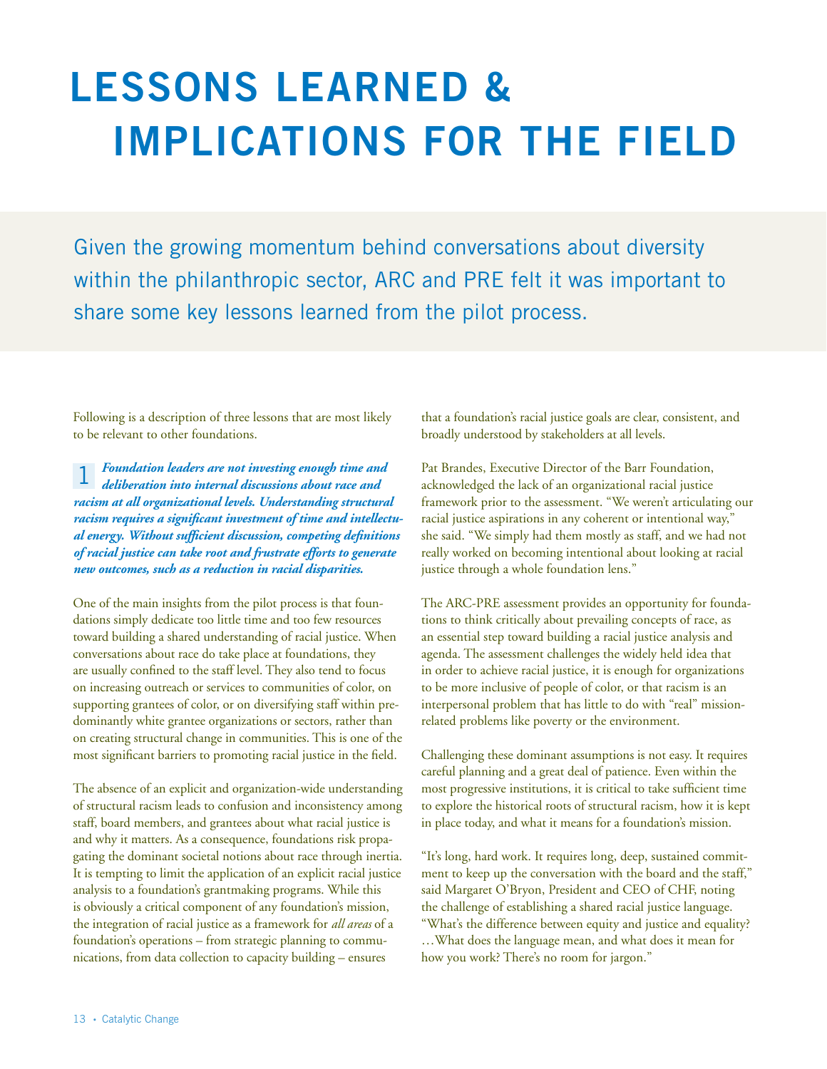# LESSONS LEARNED & IMPLICATIONS FOR THE FIELD

Given the growing momentum behind conversations about diversity within the philanthropic sector, ARC and PRE felt it was important to share some key lessons learned from the pilot process.

Following is a description of three lessons that are most likely to be relevant to other foundations.

**1** ***Foundation leaders are not investing enough time and deliberation into internal discussions about race and racism at all organizational levels. Understanding structural racism requires a significant investment of time and intellectual energy. Without sufficient discussion, competing definitions of racial justice can take root and frustrate efforts to generate new outcomes, such as a reduction in racial disparities.***

One of the main insights from the pilot process is that foundations simply dedicate too little time and too few resources toward building a shared understanding of racial justice. When conversations about race do take place at foundations, they are usually confined to the staff level. They also tend to focus on increasing outreach or services to communities of color, on supporting grantees of color, or on diversifying staff within predominantly white grantee organizations or sectors, rather than on creating structural change in communities. This is one of the most significant barriers to promoting racial justice in the field.

The absence of an explicit and organization-wide understanding of structural racism leads to confusion and inconsistency among staff, board members, and grantees about what racial justice is and why it matters. As a consequence, foundations risk propagating the dominant societal notions about race through inertia. It is tempting to limit the application of an explicit racial justice analysis to a foundation's grantmaking programs. While this is obviously a critical component of any foundation's mission, the integration of racial justice as a framework for *all areas* of a foundation's operations – from strategic planning to communications, from data collection to capacity building – ensures that a foundation's racial justice goals are clear, consistent, and broadly understood by stakeholders at all levels.

Pat Brandes, Executive Director of the Barr Foundation, acknowledged the lack of an organizational racial justice framework prior to the assessment. "We weren't articulating our racial justice aspirations in any coherent or intentional way," she said. "We simply had them mostly as staff, and we had not really worked on becoming intentional about looking at racial justice through a whole foundation lens."

The ARC-PRE assessment provides an opportunity for foundations to think critically about prevailing concepts of race, as an essential step toward building a racial justice analysis and agenda. The assessment challenges the widely held idea that in order to achieve racial justice, it is enough for organizations to be more inclusive of people of color, or that racism is an interpersonal problem that has little to do with "real" mission-related problems like poverty or the environment.

Challenging these dominant assumptions is not easy. It requires careful planning and a great deal of patience. Even within the most progressive institutions, it is critical to take sufficient time to explore the historical roots of structural racism, how it is kept in place today, and what it means for a foundation's mission.

"It's long, hard work. It requires long, deep, sustained commitment to keep up the conversation with the board and the staff," said Margaret O'Bryon, President and CEO of CHF, noting the challenge of establishing a shared racial justice language. "What's the difference between equity and justice and equality? …What does the language mean, and what does it mean for how you work? There's no room for jargon."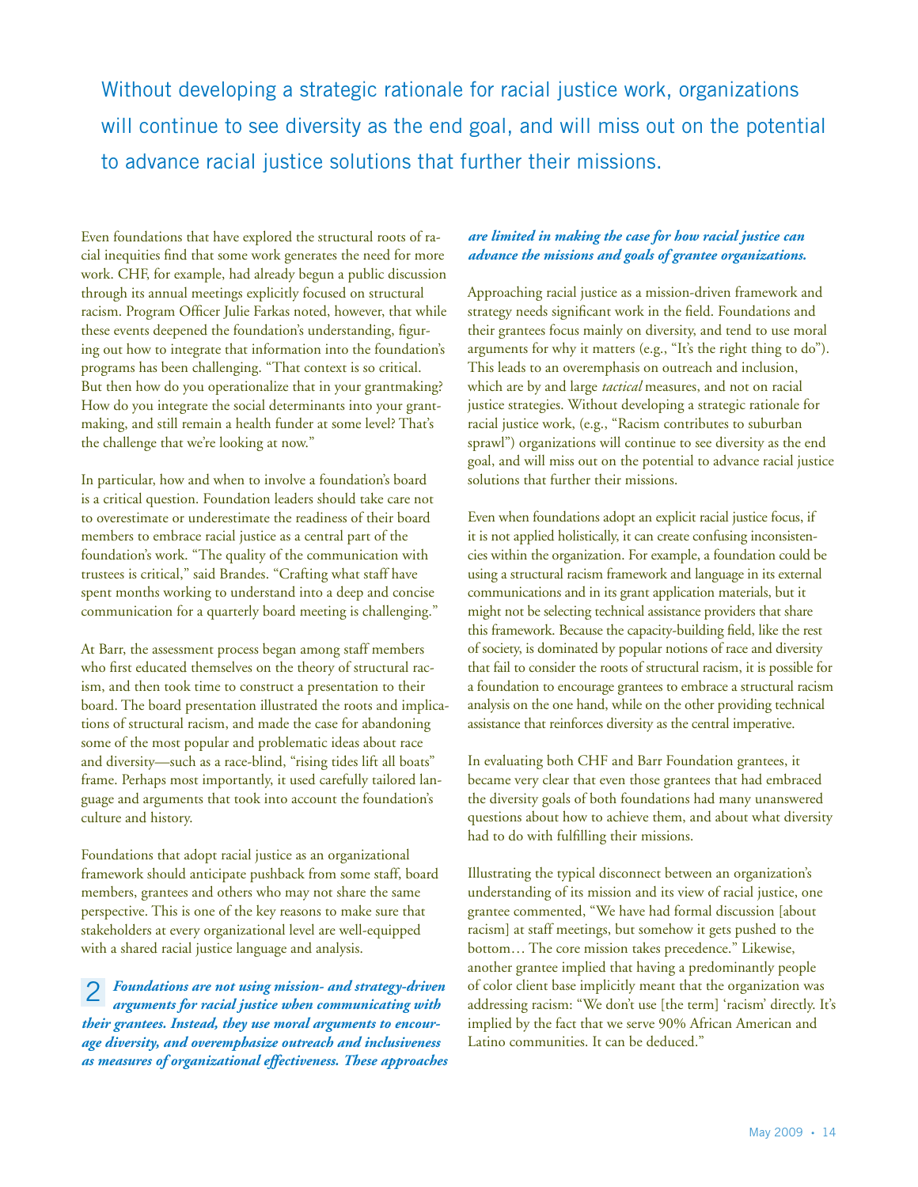Without developing a strategic rationale for racial justice work, organizations will continue to see diversity as the end goal, and will miss out on the potential to advance racial justice solutions that further their missions.

Even foundations that have explored the structural roots of racial inequities find that some work generates the need for more work. CHF, for example, had already begun a public discussion through its annual meetings explicitly focused on structural racism. Program Officer Julie Farkas noted, however, that while these events deepened the foundation's understanding, figuring out how to integrate that information into the foundation's programs has been challenging. "That context is so critical. But then how do you operationalize that in your grantmaking? How do you integrate the social determinants into your grantmaking, and still remain a health funder at some level? That's the challenge that we're looking at now."

In particular, how and when to involve a foundation's board is a critical question. Foundation leaders should take care not to overestimate or underestimate the readiness of their board members to embrace racial justice as a central part of the foundation's work. "The quality of the communication with trustees is critical," said Brandes. "Crafting what staff have spent months working to understand into a deep and concise communication for a quarterly board meeting is challenging."

At Barr, the assessment process began among staff members who first educated themselves on the theory of structural racism, and then took time to construct a presentation to their board. The board presentation illustrated the roots and implications of structural racism, and made the case for abandoning some of the most popular and problematic ideas about race and diversity—such as a race-blind, "rising tides lift all boats" frame. Perhaps most importantly, it used carefully tailored language and arguments that took into account the foundation's culture and history.

Foundations that adopt racial justice as an organizational framework should anticipate pushback from some staff, board members, grantees and others who may not share the same perspective. This is one of the key reasons to make sure that stakeholders at every organizational level are well-equipped with a shared racial justice language and analysis.

**2** ***Foundations are not using mission- and strategy-driven arguments for racial justice when communicating with their grantees. Instead, they use moral arguments to encourage diversity, and overemphasize outreach and inclusiveness as measures of organizational effectiveness. These approaches are limited in making the case for how racial justice can advance the missions and goals of grantee organizations.***

Approaching racial justice as a mission-driven framework and strategy needs significant work in the field. Foundations and their grantees focus mainly on diversity, and tend to use moral arguments for why it matters (e.g., "It's the right thing to do"). This leads to an overemphasis on outreach and inclusion, which are by and large *tactical* measures, and not on racial justice strategies. Without developing a strategic rationale for racial justice work, (e.g., "Racism contributes to suburban sprawl") organizations will continue to see diversity as the end goal, and will miss out on the potential to advance racial justice solutions that further their missions.

Even when foundations adopt an explicit racial justice focus, if it is not applied holistically, it can create confusing inconsistencies within the organization. For example, a foundation could be using a structural racism framework and language in its external communications and in its grant application materials, but it might not be selecting technical assistance providers that share this framework. Because the capacity-building field, like the rest of society, is dominated by popular notions of race and diversity that fail to consider the roots of structural racism, it is possible for a foundation to encourage grantees to embrace a structural racism analysis on the one hand, while on the other providing technical assistance that reinforces diversity as the central imperative.

In evaluating both CHF and Barr Foundation grantees, it became very clear that even those grantees that had embraced the diversity goals of both foundations had many unanswered questions about how to achieve them, and about what diversity had to do with fulfilling their missions.

Illustrating the typical disconnect between an organization's understanding of its mission and its view of racial justice, one grantee commented, "We have had formal discussion [about racism] at staff meetings, but somehow it gets pushed to the bottom… The core mission takes precedence." Likewise, another grantee implied that having a predominantly people of color client base implicitly meant that the organization was addressing racism: "We don't use [the term] 'racism' directly. It's implied by the fact that we serve 90% African American and Latino communities. It can be deduced."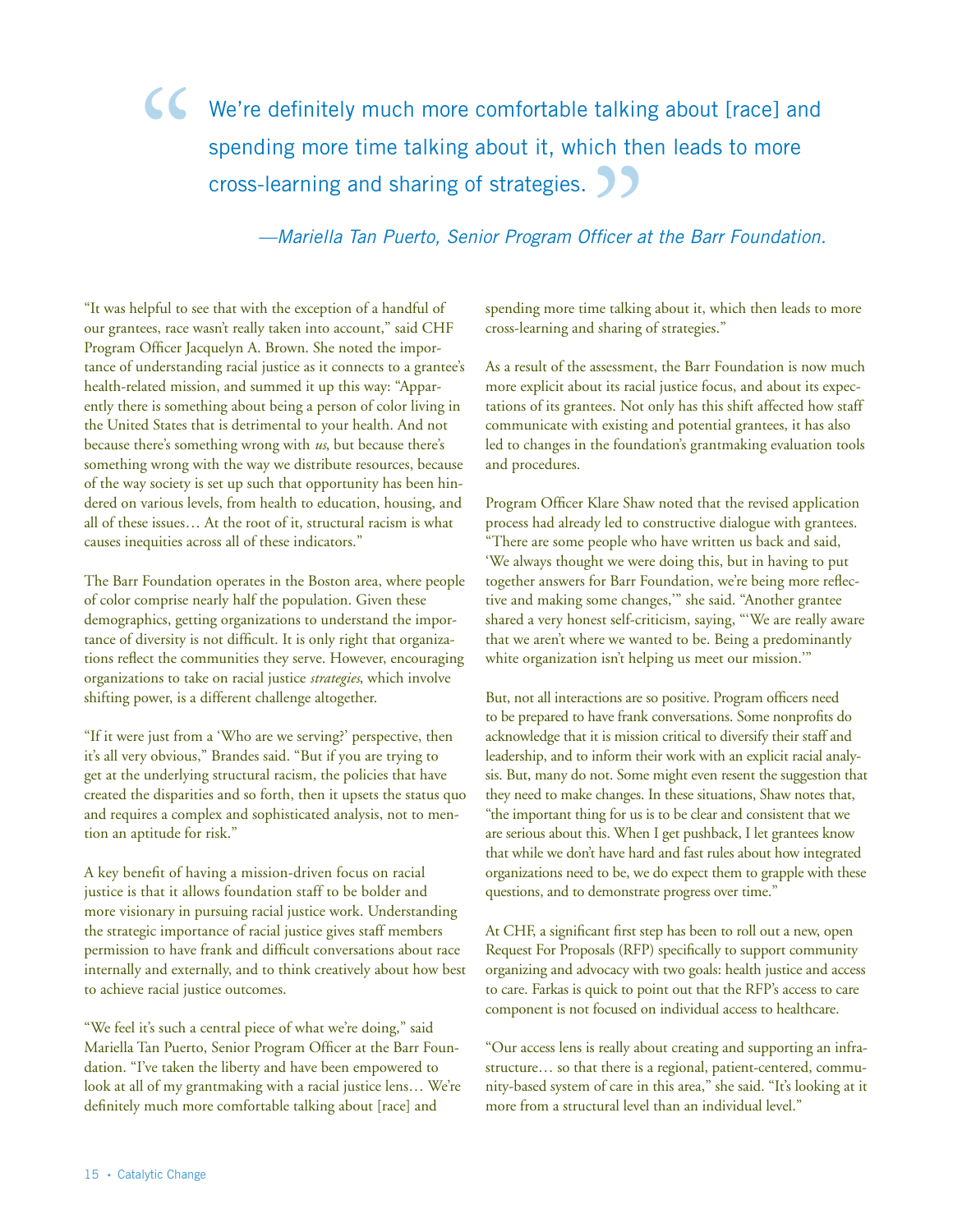> We're definitely much more comfortable talking about [race] and spending more time talking about it, which then leads to more cross-learning and sharing of strategies.
>
> *—Mariella Tan Puerto, Senior Program Officer at the Barr Foundation.*

"It was helpful to see that with the exception of a handful of our grantees, race wasn't really taken into account," said CHF Program Officer Jacquelyn A. Brown. She noted the importance of understanding racial justice as it connects to a grantee's health-related mission, and summed it up this way: "Apparently there is something about being a person of color living in the United States that is detrimental to your health. And not because there's something wrong with *us*, but because there's something wrong with the way we distribute resources, because of the way society is set up such that opportunity has been hindered on various levels, from health to education, housing, and all of these issues… At the root of it, structural racism is what causes inequities across all of these indicators."

The Barr Foundation operates in the Boston area, where people of color comprise nearly half the population. Given these demographics, getting organizations to understand the importance of diversity is not difficult. It is only right that organizations reflect the communities they serve. However, encouraging organizations to take on racial justice *strategies*, which involve shifting power, is a different challenge altogether.

"If it were just from a 'Who are we serving?' perspective, then it's all very obvious," Brandes said. "But if you are trying to get at the underlying structural racism, the policies that have created the disparities and so forth, then it upsets the status quo and requires a complex and sophisticated analysis, not to mention an aptitude for risk."

A key benefit of having a mission-driven focus on racial justice is that it allows foundation staff to be bolder and more visionary in pursuing racial justice work. Understanding the strategic importance of racial justice gives staff members permission to have frank and difficult conversations about race internally and externally, and to think creatively about how best to achieve racial justice outcomes.

"We feel it's such a central piece of what we're doing," said Mariella Tan Puerto, Senior Program Officer at the Barr Foundation. "I've taken the liberty and have been empowered to look at all of my grantmaking with a racial justice lens… We're definitely much more comfortable talking about [race] and spending more time talking about it, which then leads to more cross-learning and sharing of strategies."

As a result of the assessment, the Barr Foundation is now much more explicit about its racial justice focus, and about its expectations of its grantees. Not only has this shift affected how staff communicate with existing and potential grantees, it has also led to changes in the foundation's grantmaking evaluation tools and procedures.

Program Officer Klare Shaw noted that the revised application process had already led to constructive dialogue with grantees. "There are some people who have written us back and said, 'We always thought we were doing this, but in having to put together answers for Barr Foundation, we're being more reflective and making some changes,'" she said. "Another grantee shared a very honest self-criticism, saying, "'We are really aware that we aren't where we wanted to be. Being a predominantly white organization isn't helping us meet our mission.'"

But, not all interactions are so positive. Program officers need to be prepared to have frank conversations. Some nonprofits do acknowledge that it is mission critical to diversify their staff and leadership, and to inform their work with an explicit racial analysis. But, many do not. Some might even resent the suggestion that they need to make changes. In these situations, Shaw notes that, "the important thing for us is to be clear and consistent that we are serious about this. When I get pushback, I let grantees know that while we don't have hard and fast rules about how integrated organizations need to be, we do expect them to grapple with these questions, and to demonstrate progress over time."

At CHF, a significant first step has been to roll out a new, open Request For Proposals (RFP) specifically to support community organizing and advocacy with two goals: health justice and access to care. Farkas is quick to point out that the RFP's access to care component is not focused on individual access to healthcare.

"Our access lens is really about creating and supporting an infrastructure… so that there is a regional, patient-centered, community-based system of care in this area," she said. "It's looking at it more from a structural level than an individual level."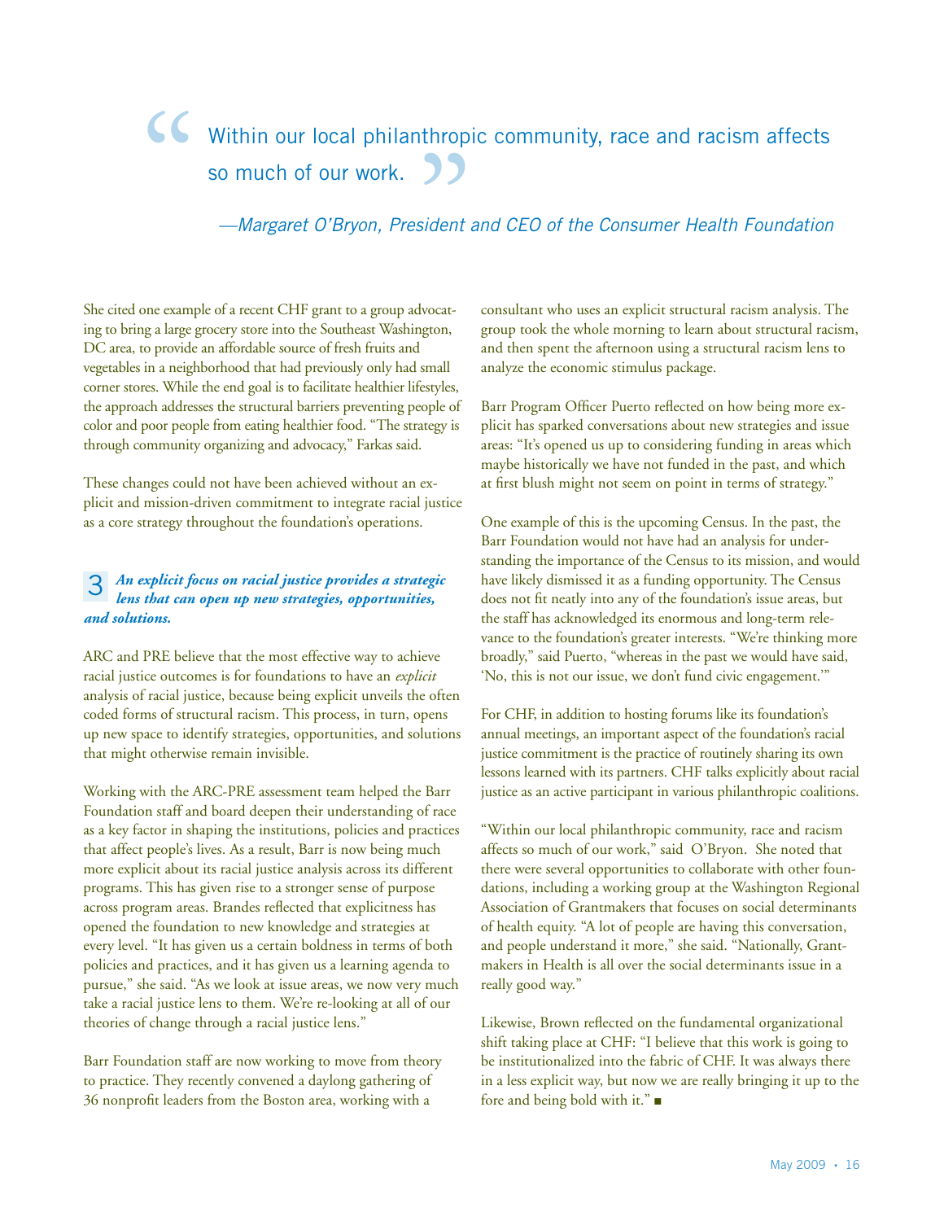> "Within our local philanthropic community, race and racism affects so much of our work."
>
> *—Margaret O'Bryon, President and CEO of the Consumer Health Foundation*

She cited one example of a recent CHF grant to a group advocating to bring a large grocery store into the Southeast Washington, DC area, to provide an affordable source of fresh fruits and vegetables in a neighborhood that had previously only had small corner stores. While the end goal is to facilitate healthier lifestyles, the approach addresses the structural barriers preventing people of color and poor people from eating healthier food. "The strategy is through community organizing and advocacy," Farkas said.

These changes could not have been achieved without an explicit and mission-driven commitment to integrate racial justice as a core strategy throughout the foundation's operations.

### 3 *An explicit focus on racial justice provides a strategic lens that can open up new strategies, opportunities, and solutions.*

ARC and PRE believe that the most effective way to achieve racial justice outcomes is for foundations to have an *explicit* analysis of racial justice, because being explicit unveils the often coded forms of structural racism. This process, in turn, opens up new space to identify strategies, opportunities, and solutions that might otherwise remain invisible.

Working with the ARC-PRE assessment team helped the Barr Foundation staff and board deepen their understanding of race as a key factor in shaping the institutions, policies and practices that affect people's lives. As a result, Barr is now being much more explicit about its racial justice analysis across its different programs. This has given rise to a stronger sense of purpose across program areas. Brandes reflected that explicitness has opened the foundation to new knowledge and strategies at every level. "It has given us a certain boldness in terms of both policies and practices, and it has given us a learning agenda to pursue," she said. "As we look at issue areas, we now very much take a racial justice lens to them. We're re-looking at all of our theories of change through a racial justice lens."

Barr Foundation staff are now working to move from theory to practice. They recently convened a daylong gathering of 36 nonprofit leaders from the Boston area, working with a consultant who uses an explicit structural racism analysis. The group took the whole morning to learn about structural racism, and then spent the afternoon using a structural racism lens to analyze the economic stimulus package.

Barr Program Officer Puerto reflected on how being more explicit has sparked conversations about new strategies and issue areas: "It's opened us up to considering funding in areas which maybe historically we have not funded in the past, and which at first blush might not seem on point in terms of strategy."

One example of this is the upcoming Census. In the past, the Barr Foundation would not have had an analysis for understanding the importance of the Census to its mission, and would have likely dismissed it as a funding opportunity. The Census does not fit neatly into any of the foundation's issue areas, but the staff has acknowledged its enormous and long-term relevance to the foundation's greater interests. "We're thinking more broadly," said Puerto, "whereas in the past we would have said, 'No, this is not our issue, we don't fund civic engagement.'"

For CHF, in addition to hosting forums like its foundation's annual meetings, an important aspect of the foundation's racial justice commitment is the practice of routinely sharing its own lessons learned with its partners. CHF talks explicitly about racial justice as an active participant in various philanthropic coalitions.

"Within our local philanthropic community, race and racism affects so much of our work," said O'Bryon. She noted that there were several opportunities to collaborate with other foundations, including a working group at the Washington Regional Association of Grantmakers that focuses on social determinants of health equity. "A lot of people are having this conversation, and people understand it more," she said. "Nationally, Grantmakers in Health is all over the social determinants issue in a really good way."

Likewise, Brown reflected on the fundamental organizational shift taking place at CHF: "I believe that this work is going to be institutionalized into the fabric of CHF. It was always there in a less explicit way, but now we are really bringing it up to the fore and being bold with it." ■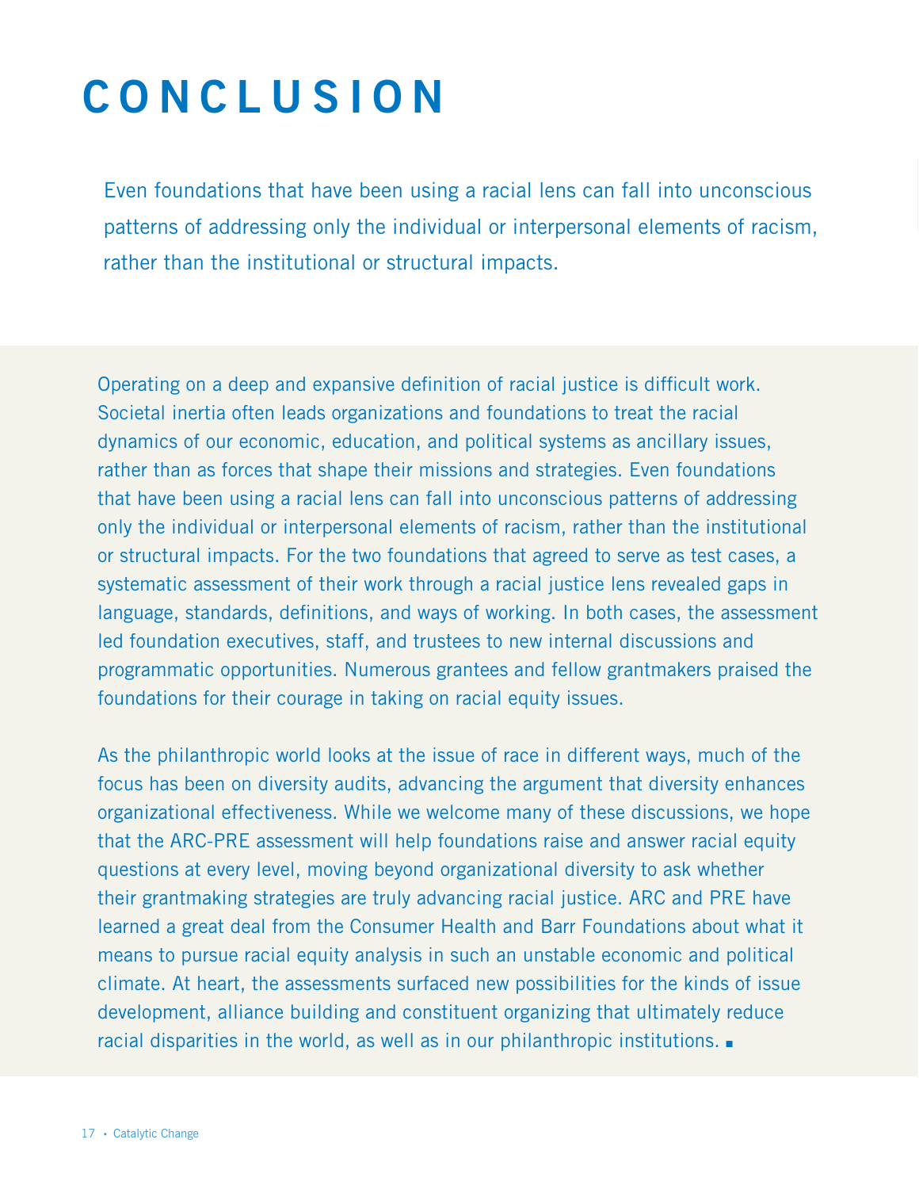# CONCLUSION

> Even foundations that have been using a racial lens can fall into unconscious patterns of addressing only the individual or interpersonal elements of racism, rather than the institutional or structural impacts.

Operating on a deep and expansive definition of racial justice is difficult work. Societal inertia often leads organizations and foundations to treat the racial dynamics of our economic, education, and political systems as ancillary issues, rather than as forces that shape their missions and strategies. Even foundations that have been using a racial lens can fall into unconscious patterns of addressing only the individual or interpersonal elements of racism, rather than the institutional or structural impacts. For the two foundations that agreed to serve as test cases, a systematic assessment of their work through a racial justice lens revealed gaps in language, standards, definitions, and ways of working. In both cases, the assessment led foundation executives, staff, and trustees to new internal discussions and programmatic opportunities. Numerous grantees and fellow grantmakers praised the foundations for their courage in taking on racial equity issues.

As the philanthropic world looks at the issue of race in different ways, much of the focus has been on diversity audits, advancing the argument that diversity enhances organizational effectiveness. While we welcome many of these discussions, we hope that the ARC-PRE assessment will help foundations raise and answer racial equity questions at every level, moving beyond organizational diversity to ask whether their grantmaking strategies are truly advancing racial justice. ARC and PRE have learned a great deal from the Consumer Health and Barr Foundations about what it means to pursue racial equity analysis in such an unstable economic and political climate. At heart, the assessments surfaced new possibilities for the kinds of issue development, alliance building and constituent organizing that ultimately reduce racial disparities in the world, as well as in our philanthropic institutions. ■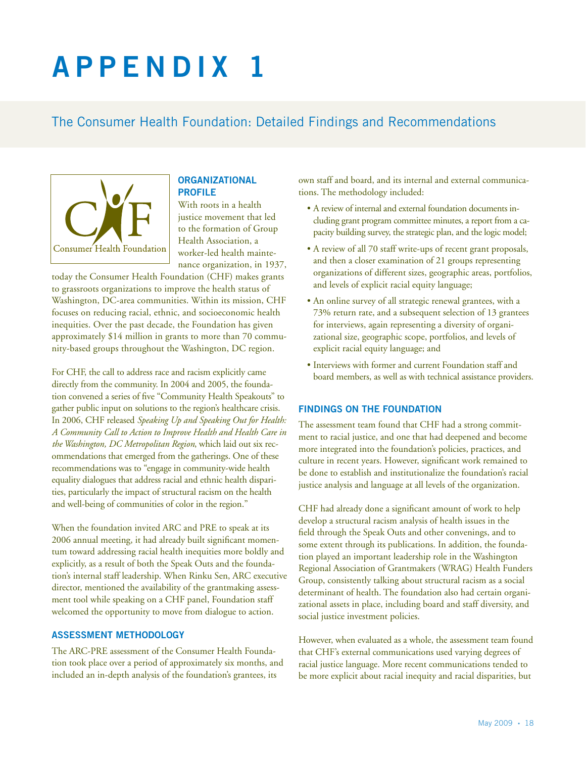# APPENDIX 1

## The Consumer Health Foundation: Detailed Findings and Recommendations

### ORGANIZATIONAL PROFILE

With roots in a health justice movement that led to the formation of Group Health Association, a worker-led health maintenance organization, in 1937, today the Consumer Health Foundation (CHF) makes grants to grassroots organizations to improve the health status of Washington, DC-area communities. Within its mission, CHF focuses on reducing racial, ethnic, and socioeconomic health inequities. Over the past decade, the Foundation has given approximately $14 million in grants to more than 70 community-based groups throughout the Washington, DC region.

For CHF, the call to address race and racism explicitly came directly from the community. In 2004 and 2005, the foundation convened a series of five "Community Health Speakouts" to gather public input on solutions to the region's healthcare crisis. In 2006, CHF released *Speaking Up and Speaking Out for Health: A Community Call to Action to Improve Health and Health Care in the Washington, DC Metropolitan Region*, which laid out six recommendations that emerged from the gatherings. One of these recommendations was to "engage in community-wide health equality dialogues that address racial and ethnic health disparities, particularly the impact of structural racism on the health and well-being of communities of color in the region."

When the foundation invited ARC and PRE to speak at its 2006 annual meeting, it had already built significant momentum toward addressing racial health inequities more boldly and explicitly, as a result of both the Speak Outs and the foundation's internal staff leadership. When Rinku Sen, ARC executive director, mentioned the availability of the grantmaking assessment tool while speaking on a CHF panel, Foundation staff welcomed the opportunity to move from dialogue to action.

### ASSESSMENT METHODOLOGY

The ARC-PRE assessment of the Consumer Health Foundation took place over a period of approximately six months, and included an in-depth analysis of the foundation's grantees, its own staff and board, and its internal and external communications. The methodology included:

- A review of internal and external foundation documents including grant program committee minutes, a report from a capacity building survey, the strategic plan, and the logic model;
- A review of all 70 staff write-ups of recent grant proposals, and then a closer examination of 21 groups representing organizations of different sizes, geographic areas, portfolios, and levels of explicit racial equity language;
- An online survey of all strategic renewal grantees, with a 73% return rate, and a subsequent selection of 13 grantees for interviews, again representing a diversity of organizational size, geographic scope, portfolios, and levels of explicit racial equity language; and
- Interviews with former and current Foundation staff and board members, as well as with technical assistance providers.

### FINDINGS ON THE FOUNDATION

The assessment team found that CHF had a strong commitment to racial justice, and one that had deepened and become more integrated into the foundation's policies, practices, and culture in recent years. However, significant work remained to be done to establish and institutionalize the foundation's racial justice analysis and language at all levels of the organization.

CHF had already done a significant amount of work to help develop a structural racism analysis of health issues in the field through the Speak Outs and other convenings, and to some extent through its publications. In addition, the foundation played an important leadership role in the Washington Regional Association of Grantmakers (WRAG) Health Funders Group, consistently talking about structural racism as a social determinant of health. The foundation also had certain organizational assets in place, including board and staff diversity, and social justice investment policies.

However, when evaluated as a whole, the assessment team found that CHF's external communications used varying degrees of racial justice language. More recent communications tended to be more explicit about racial inequity and racial disparities, but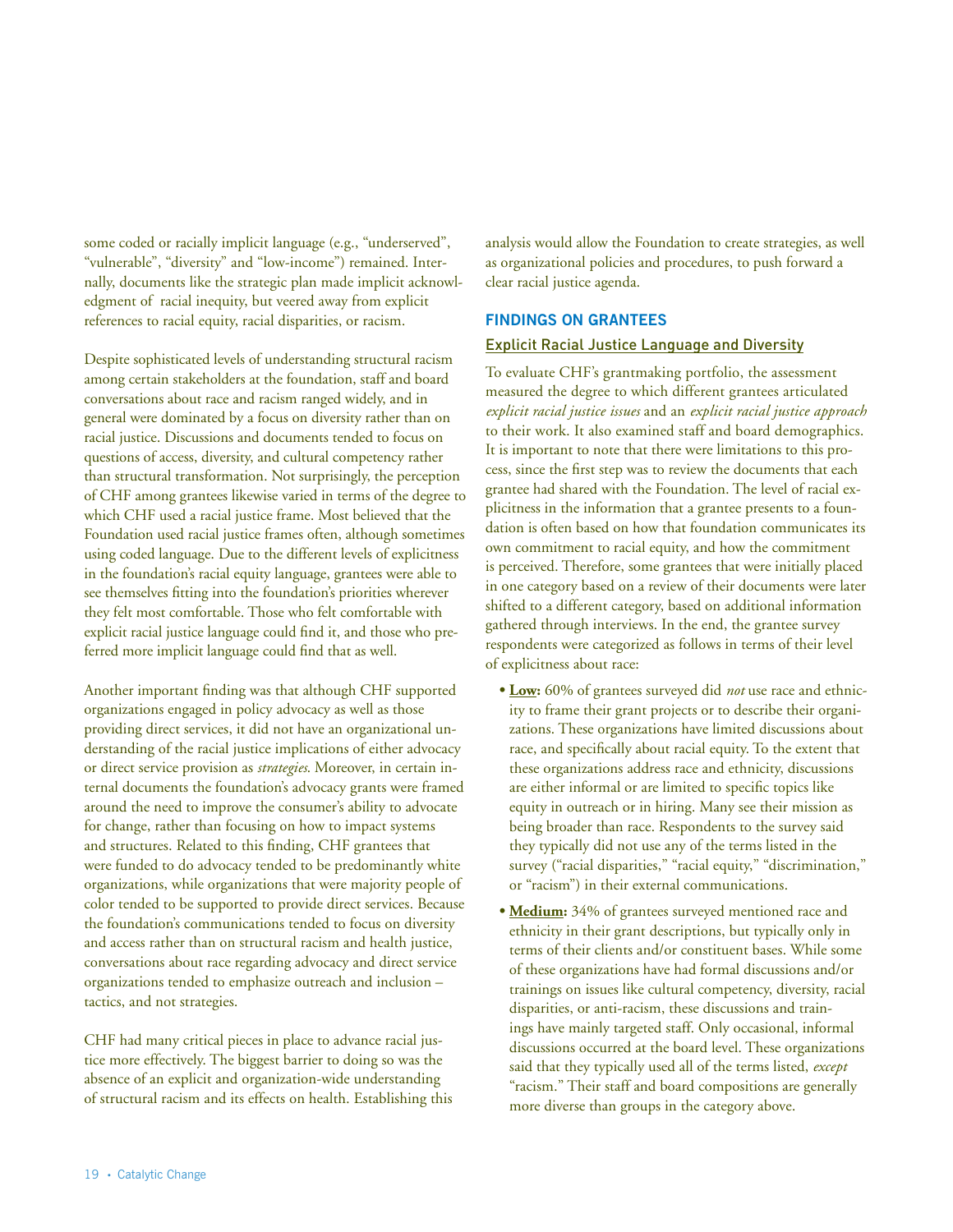some coded or racially implicit language (e.g., "underserved", "vulnerable", "diversity" and "low-income") remained. Internally, documents like the strategic plan made implicit acknowledgment of racial inequity, but veered away from explicit references to racial equity, racial disparities, or racism.

Despite sophisticated levels of understanding structural racism among certain stakeholders at the foundation, staff and board conversations about race and racism ranged widely, and in general were dominated by a focus on diversity rather than on racial justice. Discussions and documents tended to focus on questions of access, diversity, and cultural competency rather than structural transformation. Not surprisingly, the perception of CHF among grantees likewise varied in terms of the degree to which CHF used a racial justice frame. Most believed that the Foundation used racial justice frames often, although sometimes using coded language. Due to the different levels of explicitness in the foundation's racial equity language, grantees were able to see themselves fitting into the foundation's priorities wherever they felt most comfortable. Those who felt comfortable with explicit racial justice language could find it, and those who preferred more implicit language could find that as well.

Another important finding was that although CHF supported organizations engaged in policy advocacy as well as those providing direct services, it did not have an organizational understanding of the racial justice implications of either advocacy or direct service provision as *strategies*. Moreover, in certain internal documents the foundation's advocacy grants were framed around the need to improve the consumer's ability to advocate for change, rather than focusing on how to impact systems and structures. Related to this finding, CHF grantees that were funded to do advocacy tended to be predominantly white organizations, while organizations that were majority people of color tended to be supported to provide direct services. Because the foundation's communications tended to focus on diversity and access rather than on structural racism and health justice, conversations about race regarding advocacy and direct service organizations tended to emphasize outreach and inclusion – tactics, and not strategies.

CHF had many critical pieces in place to advance racial justice more effectively. The biggest barrier to doing so was the absence of an explicit and organization-wide understanding of structural racism and its effects on health. Establishing this analysis would allow the Foundation to create strategies, as well as organizational policies and procedures, to push forward a clear racial justice agenda.

## FINDINGS ON GRANTEES

### Explicit Racial Justice Language and Diversity

To evaluate CHF's grantmaking portfolio, the assessment measured the degree to which different grantees articulated *explicit racial justice issues* and an *explicit racial justice approach* to their work. It also examined staff and board demographics. It is important to note that there were limitations to this process, since the first step was to review the documents that each grantee had shared with the Foundation. The level of racial explicitness in the information that a grantee presents to a foundation is often based on how that foundation communicates its own commitment to racial equity, and how the commitment is perceived. Therefore, some grantees that were initially placed in one category based on a review of their documents were later shifted to a different category, based on additional information gathered through interviews. In the end, the grantee survey respondents were categorized as follows in terms of their level of explicitness about race:

- **Low:** 60% of grantees surveyed did *not* use race and ethnicity to frame their grant projects or to describe their organizations. These organizations have limited discussions about race, and specifically about racial equity. To the extent that these organizations address race and ethnicity, discussions are either informal or are limited to specific topics like equity in outreach or in hiring. Many see their mission as being broader than race. Respondents to the survey said they typically did not use any of the terms listed in the survey ("racial disparities," "racial equity," "discrimination," or "racism") in their external communications.
- **Medium:** 34% of grantees surveyed mentioned race and ethnicity in their grant descriptions, but typically only in terms of their clients and/or constituent bases. While some of these organizations have had formal discussions and/or trainings on issues like cultural competency, diversity, racial disparities, or anti-racism, these discussions and trainings have mainly targeted staff. Only occasional, informal discussions occurred at the board level. These organizations said that they typically used all of the terms listed, *except* "racism." Their staff and board compositions are generally more diverse than groups in the category above.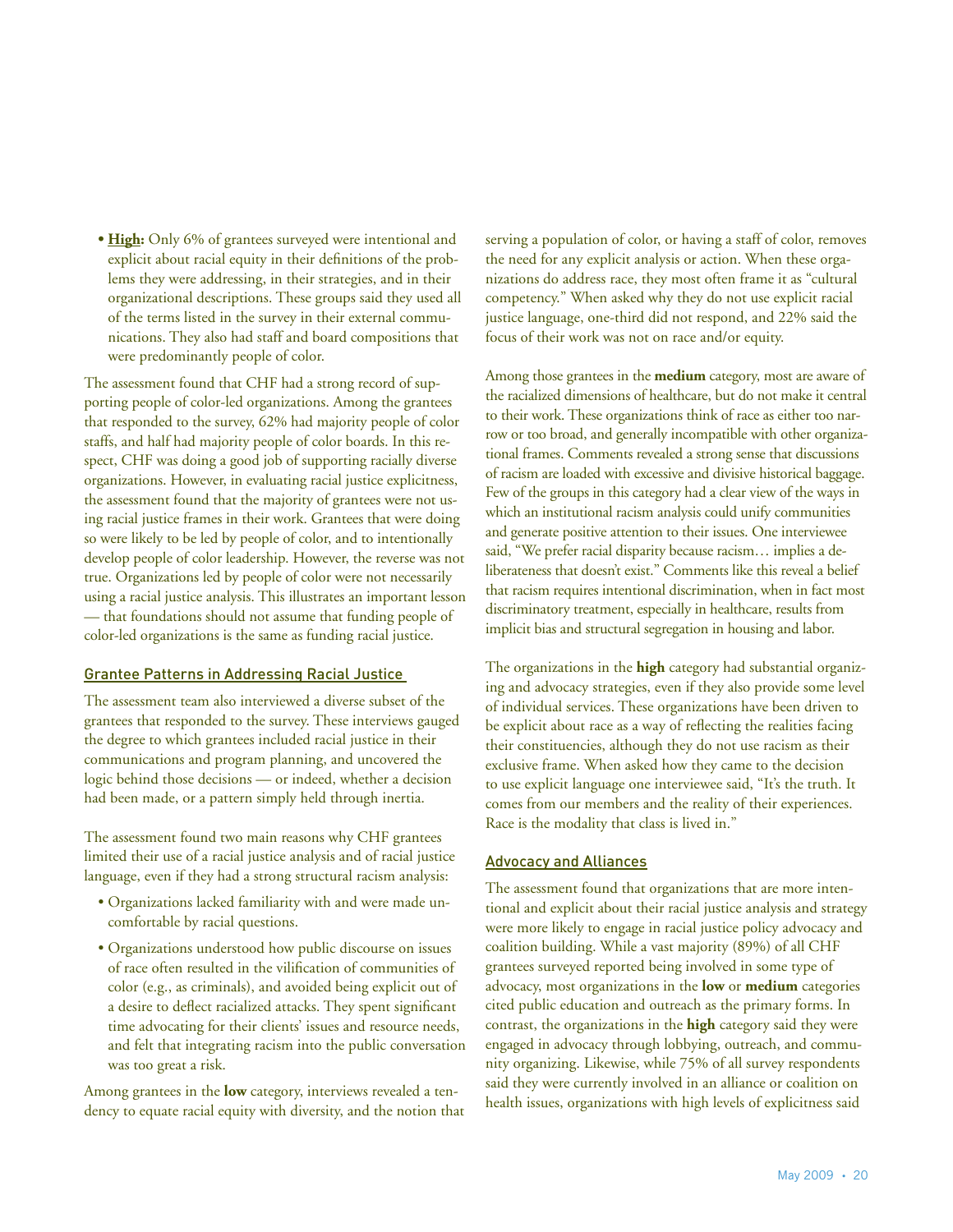- **<u>High</u>:** Only 6% of grantees surveyed were intentional and explicit about racial equity in their definitions of the problems they were addressing, in their strategies, and in their organizational descriptions. These groups said they used all of the terms listed in the survey in their external communications. They also had staff and board compositions that were predominantly people of color.

The assessment found that CHF had a strong record of supporting people of color-led organizations. Among the grantees that responded to the survey, 62% had majority people of color staffs, and half had majority people of color boards. In this respect, CHF was doing a good job of supporting racially diverse organizations. However, in evaluating racial justice explicitness, the assessment found that the majority of grantees were not using racial justice frames in their work. Grantees that were doing so were likely to be led by people of color, and to intentionally develop people of color leadership. However, the reverse was not true. Organizations led by people of color were not necessarily using a racial justice analysis. This illustrates an important lesson — that foundations should not assume that funding people of color-led organizations is the same as funding racial justice.

## Grantee Patterns in Addressing Racial Justice

The assessment team also interviewed a diverse subset of the grantees that responded to the survey. These interviews gauged the degree to which grantees included racial justice in their communications and program planning, and uncovered the logic behind those decisions — or indeed, whether a decision had been made, or a pattern simply held through inertia.

The assessment found two main reasons why CHF grantees limited their use of a racial justice analysis and of racial justice language, even if they had a strong structural racism analysis:

- Organizations lacked familiarity with and were made uncomfortable by racial questions.
- Organizations understood how public discourse on issues of race often resulted in the vilification of communities of color (e.g., as criminals), and avoided being explicit out of a desire to deflect racialized attacks. They spent significant time advocating for their clients' issues and resource needs, and felt that integrating racism into the public conversation was too great a risk.

Among grantees in the **low** category, interviews revealed a tendency to equate racial equity with diversity, and the notion that serving a population of color, or having a staff of color, removes the need for any explicit analysis or action. When these organizations do address race, they most often frame it as "cultural competency." When asked why they do not use explicit racial justice language, one-third did not respond, and 22% said the focus of their work was not on race and/or equity.

Among those grantees in the **medium** category, most are aware of the racialized dimensions of healthcare, but do not make it central to their work. These organizations think of race as either too narrow or too broad, and generally incompatible with other organizational frames. Comments revealed a strong sense that discussions of racism are loaded with excessive and divisive historical baggage. Few of the groups in this category had a clear view of the ways in which an institutional racism analysis could unify communities and generate positive attention to their issues. One interviewee said, "We prefer racial disparity because racism… implies a deliberateness that doesn't exist." Comments like this reveal a belief that racism requires intentional discrimination, when in fact most discriminatory treatment, especially in healthcare, results from implicit bias and structural segregation in housing and labor.

The organizations in the **high** category had substantial organizing and advocacy strategies, even if they also provide some level of individual services. These organizations have been driven to be explicit about race as a way of reflecting the realities facing their constituencies, although they do not use racism as their exclusive frame. When asked how they came to the decision to use explicit language one interviewee said, "It's the truth. It comes from our members and the reality of their experiences. Race is the modality that class is lived in."

## Advocacy and Alliances

The assessment found that organizations that are more intentional and explicit about their racial justice analysis and strategy were more likely to engage in racial justice policy advocacy and coalition building. While a vast majority (89%) of all CHF grantees surveyed reported being involved in some type of advocacy, most organizations in the **low** or **medium** categories cited public education and outreach as the primary forms. In contrast, the organizations in the **high** category said they were engaged in advocacy through lobbying, outreach, and community organizing. Likewise, while 75% of all survey respondents said they were currently involved in an alliance or coalition on health issues, organizations with high levels of explicitness said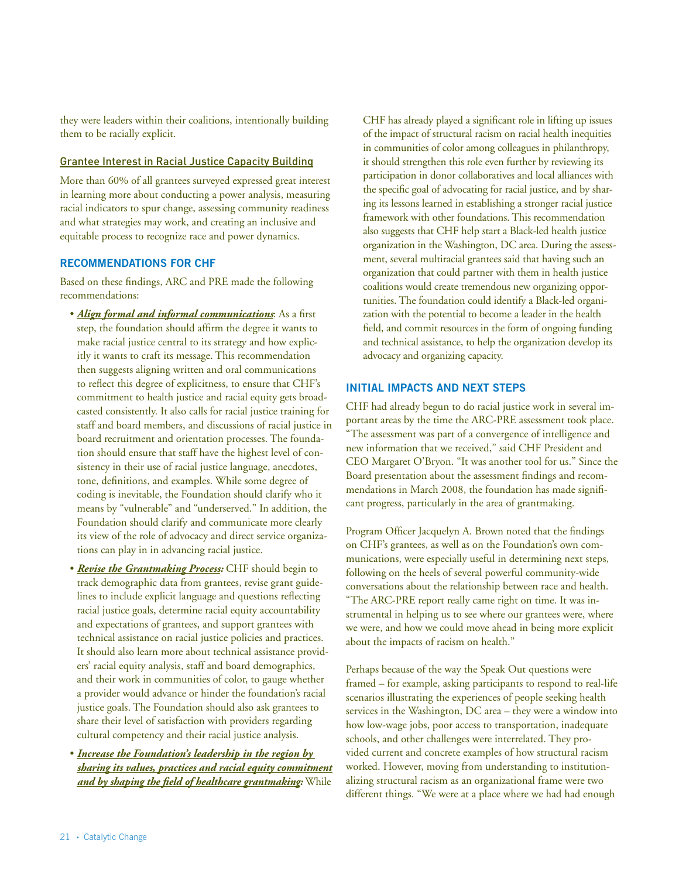they were leaders within their coalitions, intentionally building them to be racially explicit.

## Grantee Interest in Racial Justice Capacity Building

More than 60% of all grantees surveyed expressed great interest in learning more about conducting a power analysis, measuring racial indicators to spur change, assessing community readiness and what strategies may work, and creating an inclusive and equitable process to recognize race and power dynamics.

## RECOMMENDATIONS FOR CHF

Based on these findings, ARC and PRE made the following recommendations:

- ***Align formal and informal communications***: As a first step, the foundation should affirm the degree it wants to make racial justice central to its strategy and how explicitly it wants to craft its message. This recommendation then suggests aligning written and oral communications to reflect this degree of explicitness, to ensure that CHF's commitment to health justice and racial equity gets broadcasted consistently. It also calls for racial justice training for staff and board members, and discussions of racial justice in board recruitment and orientation processes. The foundation should ensure that staff have the highest level of consistency in their use of racial justice language, anecdotes, tone, definitions, and examples. While some degree of coding is inevitable, the Foundation should clarify who it means by "vulnerable" and "underserved." In addition, the Foundation should clarify and communicate more clearly its view of the role of advocacy and direct service organizations can play in in advancing racial justice.
- ***Revise the Grantmaking Process:*** CHF should begin to track demographic data from grantees, revise grant guidelines to include explicit language and questions reflecting racial justice goals, determine racial equity accountability and expectations of grantees, and support grantees with technical assistance on racial justice policies and practices. It should also learn more about technical assistance providers' racial equity analysis, staff and board demographics, and their work in communities of color, to gauge whether a provider would advance or hinder the foundation's racial justice goals. The Foundation should also ask grantees to share their level of satisfaction with providers regarding cultural competency and their racial justice analysis.
- ***Increase the Foundation's leadership in the region by sharing its values, practices and racial equity commitment and by shaping the field of healthcare grantmaking:*** While CHF has already played a significant role in lifting up issues of the impact of structural racism on racial health inequities in communities of color among colleagues in philanthropy, it should strengthen this role even further by reviewing its participation in donor collaboratives and local alliances with the specific goal of advocating for racial justice, and by sharing its lessons learned in establishing a stronger racial justice framework with other foundations. This recommendation also suggests that CHF help start a Black-led health justice organization in the Washington, DC area. During the assessment, several multiracial grantees said that having such an organization that could partner with them in health justice coalitions would create tremendous new organizing opportunities. The foundation could identify a Black-led organization with the potential to become a leader in the health field, and commit resources in the form of ongoing funding and technical assistance, to help the organization develop its advocacy and organizing capacity.

## INITIAL IMPACTS AND NEXT STEPS

CHF had already begun to do racial justice work in several important areas by the time the ARC-PRE assessment took place. "The assessment was part of a convergence of intelligence and new information that we received," said CHF President and CEO Margaret O'Bryon. "It was another tool for us." Since the Board presentation about the assessment findings and recommendations in March 2008, the foundation has made significant progress, particularly in the area of grantmaking.

Program Officer Jacquelyn A. Brown noted that the findings on CHF's grantees, as well as on the Foundation's own communications, were especially useful in determining next steps, following on the heels of several powerful community-wide conversations about the relationship between race and health. "The ARC-PRE report really came right on time. It was instrumental in helping us to see where our grantees were, where we were, and how we could move ahead in being more explicit about the impacts of racism on health."

Perhaps because of the way the Speak Out questions were framed – for example, asking participants to respond to real-life scenarios illustrating the experiences of people seeking health services in the Washington, DC area – they were a window into how low-wage jobs, poor access to transportation, inadequate schools, and other challenges were interrelated. They provided current and concrete examples of how structural racism worked. However, moving from understanding to institutionalizing structural racism as an organizational frame were two different things. "We were at a place where we had had enough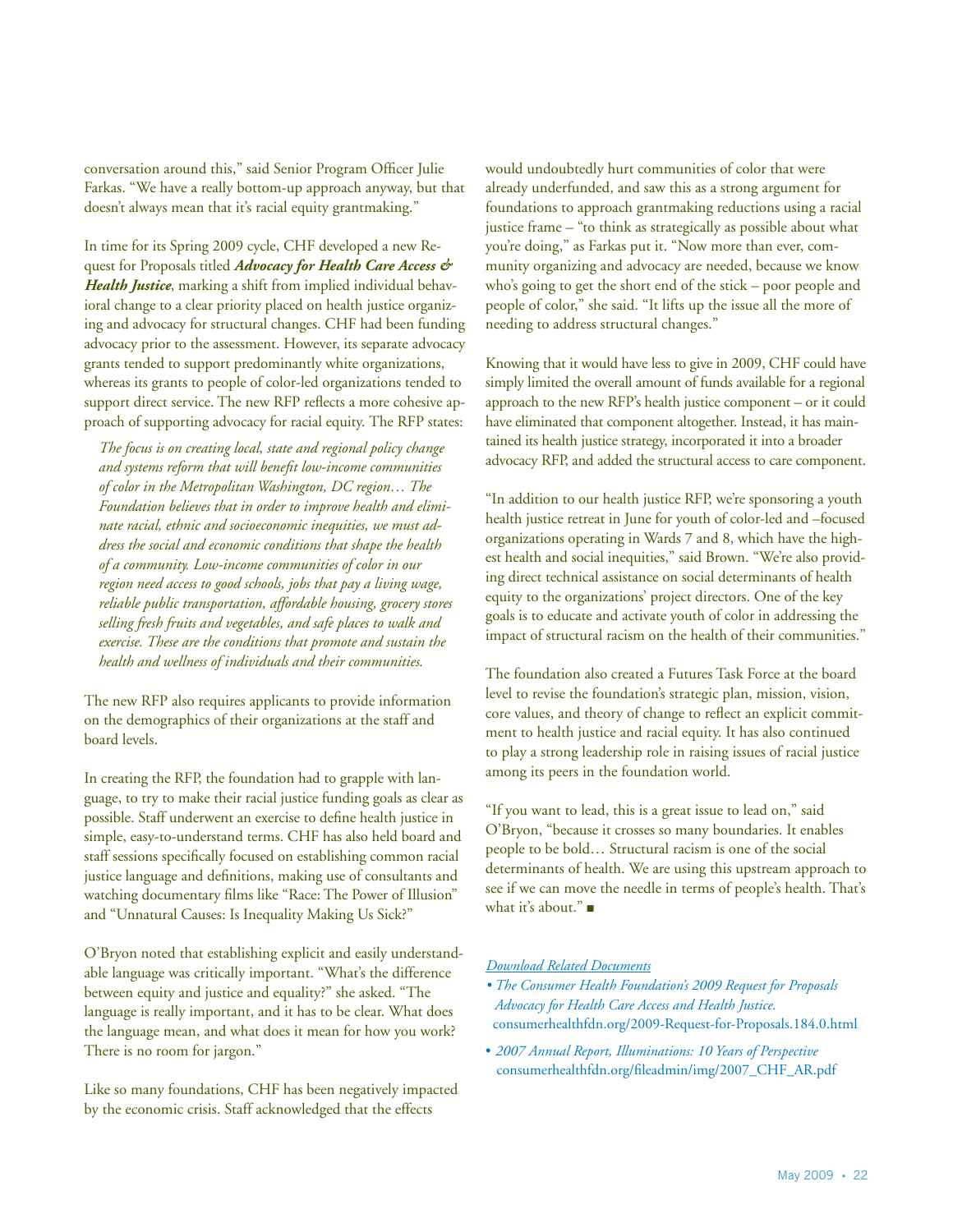conversation around this," said Senior Program Officer Julie Farkas. "We have a really bottom-up approach anyway, but that doesn't always mean that it's racial equity grantmaking."

In time for its Spring 2009 cycle, CHF developed a new Request for Proposals titled ***Advocacy for Health Care Access & Health Justice***, marking a shift from implied individual behavioral change to a clear priority placed on health justice organizing and advocacy for structural changes. CHF had been funding advocacy prior to the assessment. However, its separate advocacy grants tended to support predominantly white organizations, whereas its grants to people of color-led organizations tended to support direct service. The new RFP reflects a more cohesive approach of supporting advocacy for racial equity. The RFP states:

> *The focus is on creating local, state and regional policy change and systems reform that will benefit low-income communities of color in the Metropolitan Washington, DC region… The Foundation believes that in order to improve health and eliminate racial, ethnic and socioeconomic inequities, we must address the social and economic conditions that shape the health of a community. Low-income communities of color in our region need access to good schools, jobs that pay a living wage, reliable public transportation, affordable housing, grocery stores selling fresh fruits and vegetables, and safe places to walk and exercise. These are the conditions that promote and sustain the health and wellness of individuals and their communities.*

The new RFP also requires applicants to provide information on the demographics of their organizations at the staff and board levels.

In creating the RFP, the foundation had to grapple with language, to try to make their racial justice funding goals as clear as possible. Staff underwent an exercise to define health justice in simple, easy-to-understand terms. CHF has also held board and staff sessions specifically focused on establishing common racial justice language and definitions, making use of consultants and watching documentary films like "Race: The Power of Illusion" and "Unnatural Causes: Is Inequality Making Us Sick?"

O'Bryon noted that establishing explicit and easily understandable language was critically important. "What's the difference between equity and justice and equality?" she asked. "The language is really important, and it has to be clear. What does the language mean, and what does it mean for how you work? There is no room for jargon."

Like so many foundations, CHF has been negatively impacted by the economic crisis. Staff acknowledged that the effects would undoubtedly hurt communities of color that were already underfunded, and saw this as a strong argument for foundations to approach grantmaking reductions using a racial justice frame – "to think as strategically as possible about what you're doing," as Farkas put it. "Now more than ever, community organizing and advocacy are needed, because we know who's going to get the short end of the stick – poor people and people of color," she said. "It lifts up the issue all the more of needing to address structural changes."

Knowing that it would have less to give in 2009, CHF could have simply limited the overall amount of funds available for a regional approach to the new RFP's health justice component – or it could have eliminated that component altogether. Instead, it has maintained its health justice strategy, incorporated it into a broader advocacy RFP, and added the structural access to care component.

"In addition to our health justice RFP, we're sponsoring a youth health justice retreat in June for youth of color-led and –focused organizations operating in Wards 7 and 8, which have the highest health and social inequities," said Brown. "We're also providing direct technical assistance on social determinants of health equity to the organizations' project directors. One of the key goals is to educate and activate youth of color in addressing the impact of structural racism on the health of their communities."

The foundation also created a Futures Task Force at the board level to revise the foundation's strategic plan, mission, vision, core values, and theory of change to reflect an explicit commitment to health justice and racial equity. It has also continued to play a strong leadership role in raising issues of racial justice among its peers in the foundation world.

"If you want to lead, this is a great issue to lead on," said O'Bryon, "because it crosses so many boundaries. It enables people to be bold… Structural racism is one of the social determinants of health. We are using this upstream approach to see if we can move the needle in terms of people's health. That's what it's about." ■

*Download Related Documents*

- *The Consumer Health Foundation's 2009 Request for Proposals Advocacy for Health Care Access and Health Justice.* consumerhealthfdn.org/2009-Request-for-Proposals.184.0.html
- *2007 Annual Report, Illuminations: 10 Years of Perspective* consumerhealthfdn.org/fileadmin/img/2007_CHF_AR.pdf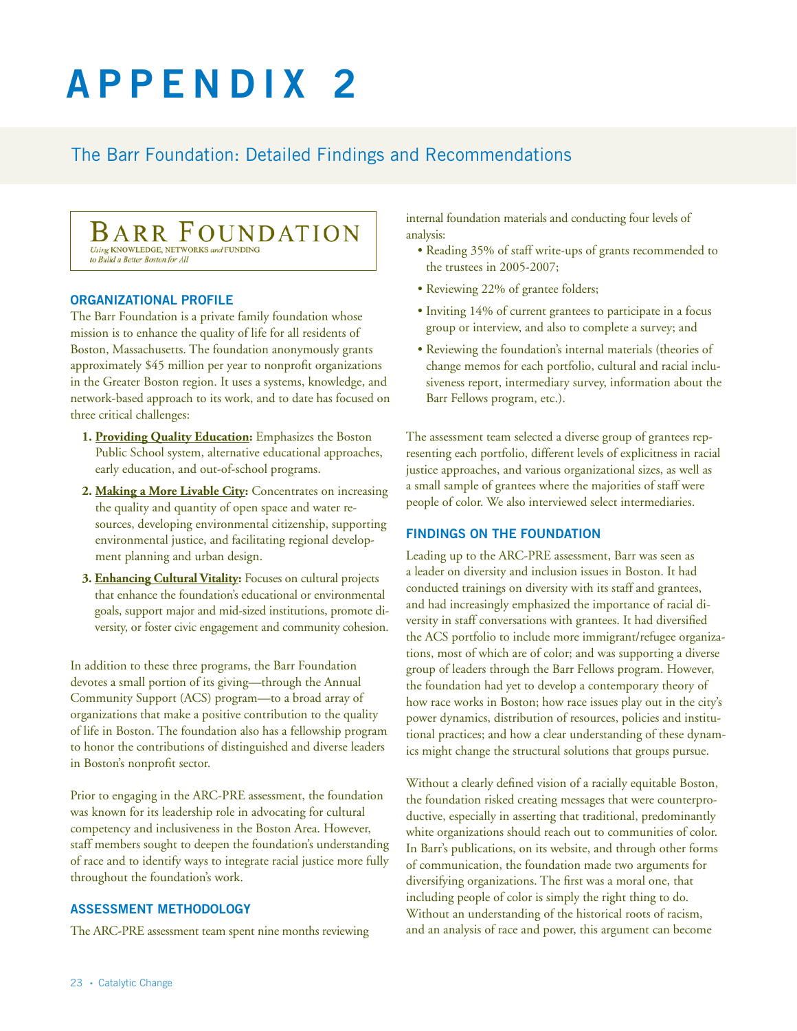# APPENDIX 2

## The Barr Foundation: Detailed Findings and Recommendations

BARR FOUNDATION
*Using* KNOWLEDGE, NETWORKS *and* FUNDING
*to Build a Better Boston for All*

### ORGANIZATIONAL PROFILE

The Barr Foundation is a private family foundation whose mission is to enhance the quality of life for all residents of Boston, Massachusetts. The foundation anonymously grants approximately $45 million per year to nonprofit organizations in the Greater Boston region. It uses a systems, knowledge, and network-based approach to its work, and to date has focused on three critical challenges:

1. **Providing Quality Education:** Emphasizes the Boston Public School system, alternative educational approaches, early education, and out-of-school programs.
2. **Making a More Livable City:** Concentrates on increasing the quality and quantity of open space and water resources, developing environmental citizenship, supporting environmental justice, and facilitating regional development planning and urban design.
3. **Enhancing Cultural Vitality:** Focuses on cultural projects that enhance the foundation's educational or environmental goals, support major and mid-sized institutions, promote diversity, or foster civic engagement and community cohesion.

In addition to these three programs, the Barr Foundation devotes a small portion of its giving—through the Annual Community Support (ACS) program—to a broad array of organizations that make a positive contribution to the quality of life in Boston. The foundation also has a fellowship program to honor the contributions of distinguished and diverse leaders in Boston's nonprofit sector.

Prior to engaging in the ARC-PRE assessment, the foundation was known for its leadership role in advocating for cultural competency and inclusiveness in the Boston Area. However, staff members sought to deepen the foundation's understanding of race and to identify ways to integrate racial justice more fully throughout the foundation's work.

### ASSESSMENT METHODOLOGY

The ARC-PRE assessment team spent nine months reviewing internal foundation materials and conducting four levels of analysis:

- Reading 35% of staff write-ups of grants recommended to the trustees in 2005-2007;
- Reviewing 22% of grantee folders;
- Inviting 14% of current grantees to participate in a focus group or interview, and also to complete a survey; and
- Reviewing the foundation's internal materials (theories of change memos for each portfolio, cultural and racial inclusiveness report, intermediary survey, information about the Barr Fellows program, etc.).

The assessment team selected a diverse group of grantees representing each portfolio, different levels of explicitness in racial justice approaches, and various organizational sizes, as well as a small sample of grantees where the majorities of staff were people of color. We also interviewed select intermediaries.

### FINDINGS ON THE FOUNDATION

Leading up to the ARC-PRE assessment, Barr was seen as a leader on diversity and inclusion issues in Boston. It had conducted trainings on diversity with its staff and grantees, and had increasingly emphasized the importance of racial diversity in staff conversations with grantees. It had diversified the ACS portfolio to include more immigrant/refugee organizations, most of which are of color; and was supporting a diverse group of leaders through the Barr Fellows program. However, the foundation had yet to develop a contemporary theory of how race works in Boston; how race issues play out in the city's power dynamics, distribution of resources, policies and institutional practices; and how a clear understanding of these dynamics might change the structural solutions that groups pursue.

Without a clearly defined vision of a racially equitable Boston, the foundation risked creating messages that were counterproductive, especially in asserting that traditional, predominantly white organizations should reach out to communities of color. In Barr's publications, on its website, and through other forms of communication, the foundation made two arguments for diversifying organizations. The first was a moral one, that including people of color is simply the right thing to do. Without an understanding of the historical roots of racism, and an analysis of race and power, this argument can become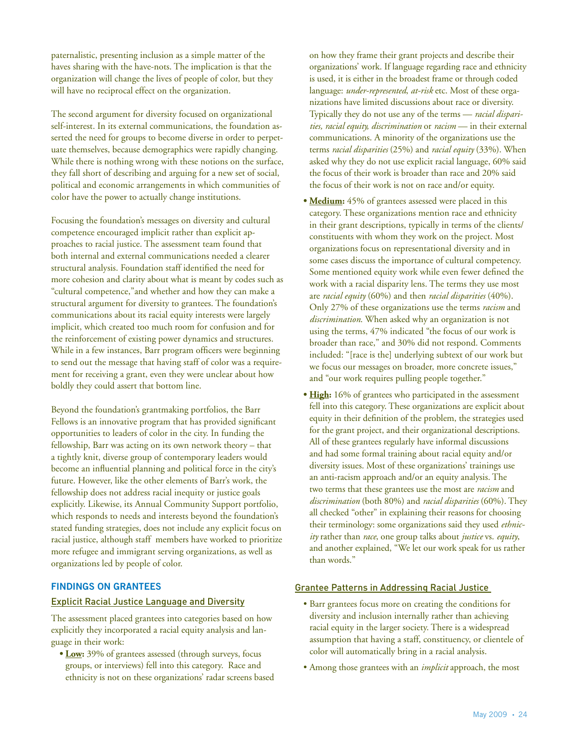paternalistic, presenting inclusion as a simple matter of the haves sharing with the have-nots. The implication is that the organization will change the lives of people of color, but they will have no reciprocal effect on the organization.

The second argument for diversity focused on organizational self-interest. In its external communications, the foundation asserted the need for groups to become diverse in order to perpetuate themselves, because demographics were rapidly changing. While there is nothing wrong with these notions on the surface, they fall short of describing and arguing for a new set of social, political and economic arrangements in which communities of color have the power to actually change institutions.

Focusing the foundation's messages on diversity and cultural competence encouraged implicit rather than explicit approaches to racial justice. The assessment team found that both internal and external communications needed a clearer structural analysis. Foundation staff identified the need for more cohesion and clarity about what is meant by codes such as "cultural competence,"and whether and how they can make a structural argument for diversity to grantees. The foundation's communications about its racial equity interests were largely implicit, which created too much room for confusion and for the reinforcement of existing power dynamics and structures. While in a few instances, Barr program officers were beginning to send out the message that having staff of color was a requirement for receiving a grant, even they were unclear about how boldly they could assert that bottom line.

Beyond the foundation's grantmaking portfolios, the Barr Fellows is an innovative program that has provided significant opportunities to leaders of color in the city. In funding the fellowship, Barr was acting on its own network theory – that a tightly knit, diverse group of contemporary leaders would become an influential planning and political force in the city's future. However, like the other elements of Barr's work, the fellowship does not address racial inequity or justice goals explicitly. Likewise, its Annual Community Support portfolio, which responds to needs and interests beyond the foundation's stated funding strategies, does not include any explicit focus on racial justice, although staff members have worked to prioritize more refugee and immigrant serving organizations, as well as organizations led by people of color.

## FINDINGS ON GRANTEES

### Explicit Racial Justice Language and Diversity

The assessment placed grantees into categories based on how explicitly they incorporated a racial equity analysis and language in their work:

- **Low:** 39% of grantees assessed (through surveys, focus groups, or interviews) fell into this category. Race and ethnicity is not on these organizations' radar screens based on how they frame their grant projects and describe their organizations' work. If language regarding race and ethnicity is used, it is either in the broadest frame or through coded language: *under-represented, at-risk* etc. Most of these organizations have limited discussions about race or diversity. Typically they do not use any of the terms — *racial disparities, racial equity, discrimination* or *racism* — in their external communications. A minority of the organizations use the terms *racial disparities* (25%) and *racial equity* (33%). When asked why they do not use explicit racial language, 60% said the focus of their work is broader than race and 20% said the focus of their work is not on race and/or equity.
- **Medium:** 45% of grantees assessed were placed in this category. These organizations mention race and ethnicity in their grant descriptions, typically in terms of the clients/constituents with whom they work on the project. Most organizations focus on representational diversity and in some cases discuss the importance of cultural competency. Some mentioned equity work while even fewer defined the work with a racial disparity lens. The terms they use most are *racial equity* (60%) and then *racial disparities* (40%). Only 27% of these organizations use the terms *racism* and *discrimination*. When asked why an organization is not using the terms, 47% indicated "the focus of our work is broader than race," and 30% did not respond. Comments included: "[race is the] underlying subtext of our work but we focus our messages on broader, more concrete issues," and "our work requires pulling people together."
- **High:** 16% of grantees who participated in the assessment fell into this category. These organizations are explicit about equity in their definition of the problem, the strategies used for the grant project, and their organizational descriptions. All of these grantees regularly have informal discussions and had some formal training about racial equity and/or diversity issues. Most of these organizations' trainings use an anti-racism approach and/or an equity analysis. The two terms that these grantees use the most are *racism* and *discrimination* (both 80%) and *racial disparities* (60%). They all checked "other" in explaining their reasons for choosing their terminology: some organizations said they used *ethnicity* rather than *race*, one group talks about *justice* vs. *equity*, and another explained, "We let our work speak for us rather than words."

### Grantee Patterns in Addressing Racial Justice

- Barr grantees focus more on creating the conditions for diversity and inclusion internally rather than achieving racial equity in the larger society. There is a widespread assumption that having a staff, constituency, or clientele of color will automatically bring in a racial analysis.
- Among those grantees with an *implicit* approach, the most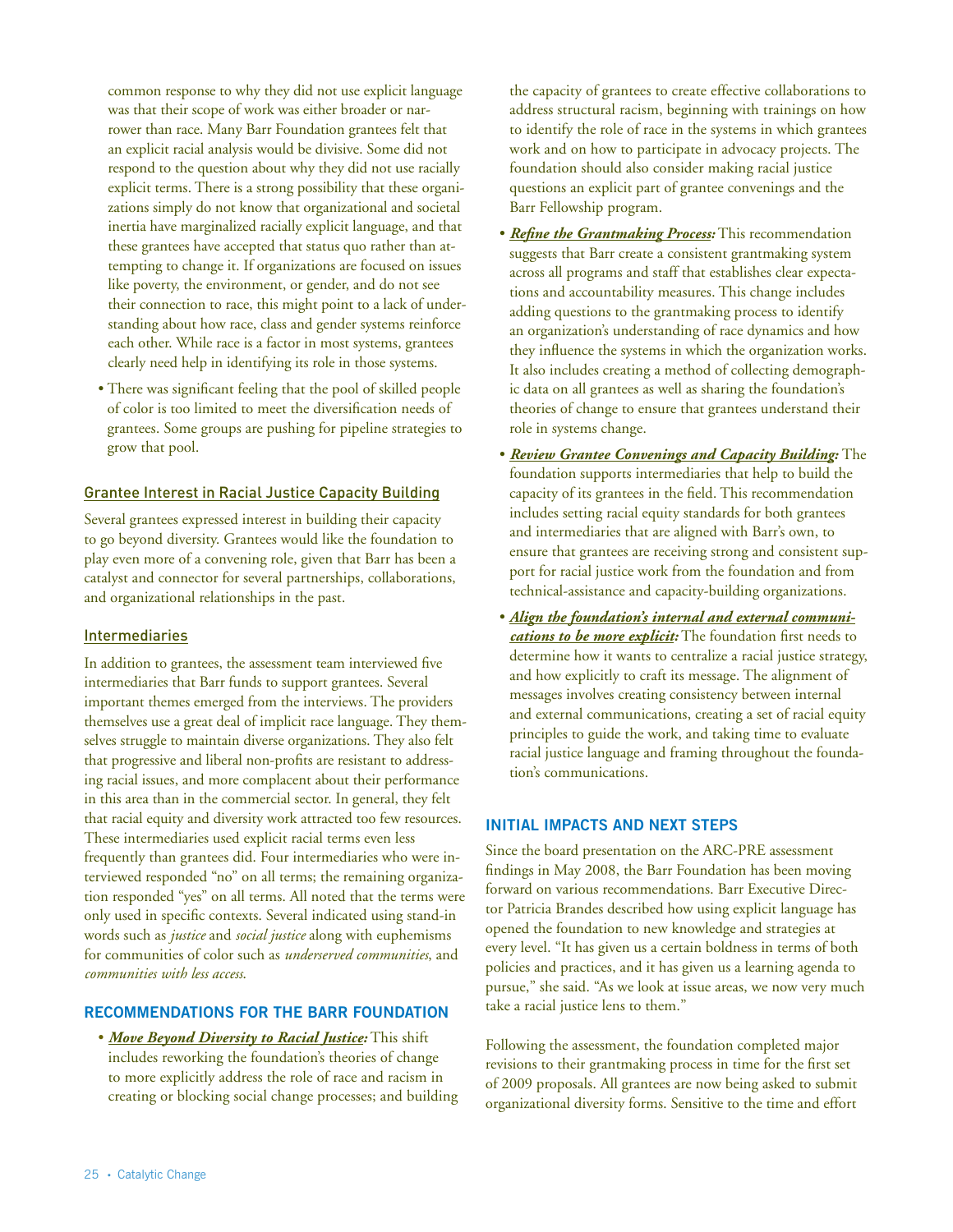common response to why they did not use explicit language was that their scope of work was either broader or narrower than race. Many Barr Foundation grantees felt that an explicit racial analysis would be divisive. Some did not respond to the question about why they did not use racially explicit terms. There is a strong possibility that these organizations simply do not know that organizational and societal inertia have marginalized racially explicit language, and that these grantees have accepted that status quo rather than attempting to change it. If organizations are focused on issues like poverty, the environment, or gender, and do not see their connection to race, this might point to a lack of understanding about how race, class and gender systems reinforce each other. While race is a factor in most systems, grantees clearly need help in identifying its role in those systems.

- There was significant feeling that the pool of skilled people of color is too limited to meet the diversification needs of grantees. Some groups are pushing for pipeline strategies to grow that pool.

### Grantee Interest in Racial Justice Capacity Building

Several grantees expressed interest in building their capacity to go beyond diversity. Grantees would like the foundation to play even more of a convening role, given that Barr has been a catalyst and connector for several partnerships, collaborations, and organizational relationships in the past.

### Intermediaries

In addition to grantees, the assessment team interviewed five intermediaries that Barr funds to support grantees. Several important themes emerged from the interviews. The providers themselves use a great deal of implicit race language. They themselves struggle to maintain diverse organizations. They also felt that progressive and liberal non-profits are resistant to addressing racial issues, and more complacent about their performance in this area than in the commercial sector. In general, they felt that racial equity and diversity work attracted too few resources. These intermediaries used explicit racial terms even less frequently than grantees did. Four intermediaries who were interviewed responded "no" on all terms; the remaining organization responded "yes" on all terms. All noted that the terms were only used in specific contexts. Several indicated using stand-in words such as *justice* and *social justice* along with euphemisms for communities of color such as *underserved communities*, and *communities with less access*.

## RECOMMENDATIONS FOR THE BARR FOUNDATION

- ***Move Beyond Diversity to Racial Justice:*** This shift includes reworking the foundation's theories of change to more explicitly address the role of race and racism in creating or blocking social change processes; and building the capacity of grantees to create effective collaborations to address structural racism, beginning with trainings on how to identify the role of race in the systems in which grantees work and on how to participate in advocacy projects. The foundation should also consider making racial justice questions an explicit part of grantee convenings and the Barr Fellowship program.

- ***Refine the Grantmaking Process:*** This recommendation suggests that Barr create a consistent grantmaking system across all programs and staff that establishes clear expectations and accountability measures. This change includes adding questions to the grantmaking process to identify an organization's understanding of race dynamics and how they influence the systems in which the organization works. It also includes creating a method of collecting demographic data on all grantees as well as sharing the foundation's theories of change to ensure that grantees understand their role in systems change.

- ***Review Grantee Convenings and Capacity Building:*** The foundation supports intermediaries that help to build the capacity of its grantees in the field. This recommendation includes setting racial equity standards for both grantees and intermediaries that are aligned with Barr's own, to ensure that grantees are receiving strong and consistent support for racial justice work from the foundation and from technical-assistance and capacity-building organizations.

- ***Align the foundation's internal and external communications to be more explicit:*** The foundation first needs to determine how it wants to centralize a racial justice strategy, and how explicitly to craft its message. The alignment of messages involves creating consistency between internal and external communications, creating a set of racial equity principles to guide the work, and taking time to evaluate racial justice language and framing throughout the foundation's communications.

## INITIAL IMPACTS AND NEXT STEPS

Since the board presentation on the ARC-PRE assessment findings in May 2008, the Barr Foundation has been moving forward on various recommendations. Barr Executive Director Patricia Brandes described how using explicit language has opened the foundation to new knowledge and strategies at every level. "It has given us a certain boldness in terms of both policies and practices, and it has given us a learning agenda to pursue," she said. "As we look at issue areas, we now very much take a racial justice lens to them."

Following the assessment, the foundation completed major revisions to their grantmaking process in time for the first set of 2009 proposals. All grantees are now being asked to submit organizational diversity forms. Sensitive to the time and effort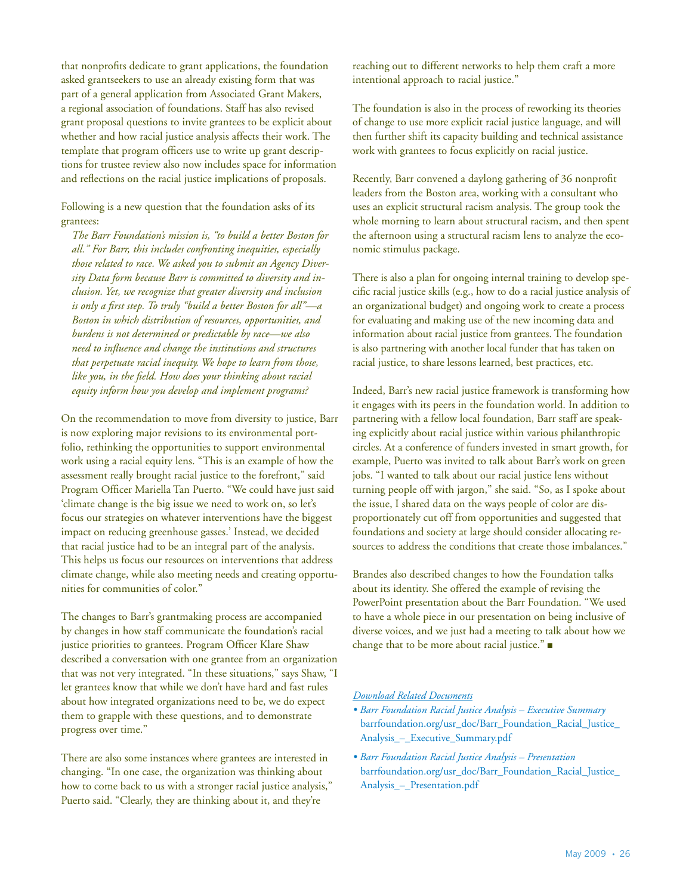that nonprofits dedicate to grant applications, the foundation asked grantseekers to use an already existing form that was part of a general application from Associated Grant Makers, a regional association of foundations. Staff has also revised grant proposal questions to invite grantees to be explicit about whether and how racial justice analysis affects their work. The template that program officers use to write up grant descriptions for trustee review also now includes space for information and reflections on the racial justice implications of proposals.

Following is a new question that the foundation asks of its grantees:

> *The Barr Foundation's mission is, "to build a better Boston for all." For Barr, this includes confronting inequities, especially those related to race. We asked you to submit an Agency Diversity Data form because Barr is committed to diversity and inclusion. Yet, we recognize that greater diversity and inclusion is only a first step. To truly "build a better Boston for all"—a Boston in which distribution of resources, opportunities, and burdens is not determined or predictable by race—we also need to influence and change the institutions and structures that perpetuate racial inequity. We hope to learn from those, like you, in the field. How does your thinking about racial equity inform how you develop and implement programs?*

On the recommendation to move from diversity to justice, Barr is now exploring major revisions to its environmental portfolio, rethinking the opportunities to support environmental work using a racial equity lens. "This is an example of how the assessment really brought racial justice to the forefront," said Program Officer Mariella Tan Puerto. "We could have just said 'climate change is the big issue we need to work on, so let's focus our strategies on whatever interventions have the biggest impact on reducing greenhouse gasses.' Instead, we decided that racial justice had to be an integral part of the analysis. This helps us focus our resources on interventions that address climate change, while also meeting needs and creating opportunities for communities of color."

The changes to Barr's grantmaking process are accompanied by changes in how staff communicate the foundation's racial justice priorities to grantees. Program Officer Klare Shaw described a conversation with one grantee from an organization that was not very integrated. "In these situations," says Shaw, "I let grantees know that while we don't have hard and fast rules about how integrated organizations need to be, we do expect them to grapple with these questions, and to demonstrate progress over time."

There are also some instances where grantees are interested in changing. "In one case, the organization was thinking about how to come back to us with a stronger racial justice analysis," Puerto said. "Clearly, they are thinking about it, and they're reaching out to different networks to help them craft a more intentional approach to racial justice."

The foundation is also in the process of reworking its theories of change to use more explicit racial justice language, and will then further shift its capacity building and technical assistance work with grantees to focus explicitly on racial justice.

Recently, Barr convened a daylong gathering of 36 nonprofit leaders from the Boston area, working with a consultant who uses an explicit structural racism analysis. The group took the whole morning to learn about structural racism, and then spent the afternoon using a structural racism lens to analyze the economic stimulus package.

There is also a plan for ongoing internal training to develop specific racial justice skills (e.g., how to do a racial justice analysis of an organizational budget) and ongoing work to create a process for evaluating and making use of the new incoming data and information about racial justice from grantees. The foundation is also partnering with another local funder that has taken on racial justice, to share lessons learned, best practices, etc.

Indeed, Barr's new racial justice framework is transforming how it engages with its peers in the foundation world. In addition to partnering with a fellow local foundation, Barr staff are speaking explicitly about racial justice within various philanthropic circles. At a conference of funders invested in smart growth, for example, Puerto was invited to talk about Barr's work on green jobs. "I wanted to talk about our racial justice lens without turning people off with jargon," she said. "So, as I spoke about the issue, I shared data on the ways people of color are disproportionately cut off from opportunities and suggested that foundations and society at large should consider allocating resources to address the conditions that create those imbalances."

Brandes also described changes to how the Foundation talks about its identity. She offered the example of revising the PowerPoint presentation about the Barr Foundation. "We used to have a whole piece in our presentation on being inclusive of diverse voices, and we just had a meeting to talk about how we change that to be more about racial justice." ■

*Download Related Documents*

- *Barr Foundation Racial Justice Analysis – Executive Summary*
  barrfoundation.org/usr_doc/Barr_Foundation_Racial_Justice_Analysis_–_Executive_Summary.pdf
- *Barr Foundation Racial Justice Analysis – Presentation*
  barrfoundation.org/usr_doc/Barr_Foundation_Racial_Justice_Analysis_–_Presentation.pdf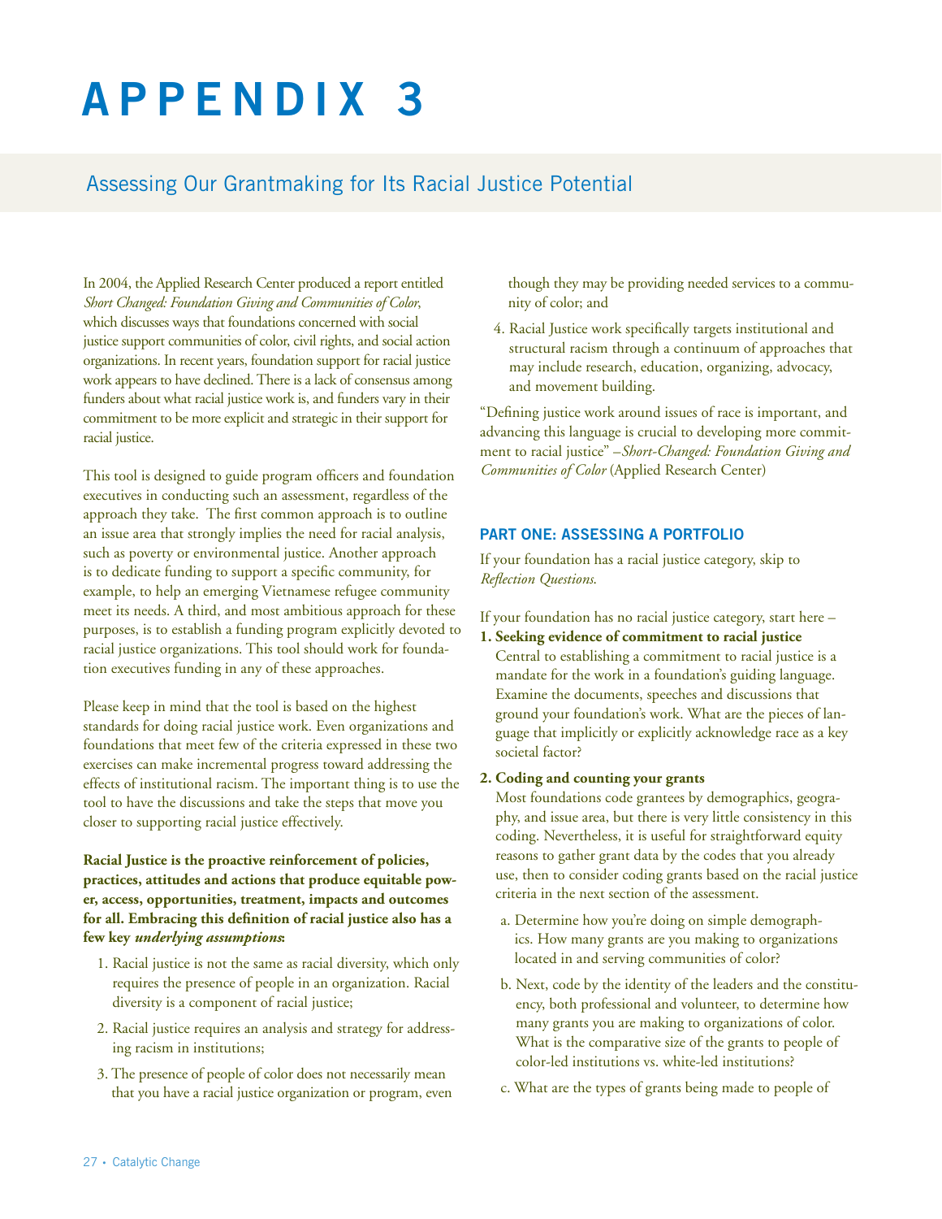# APPENDIX 3

## Assessing Our Grantmaking for Its Racial Justice Potential

In 2004, the Applied Research Center produced a report entitled *Short Changed: Foundation Giving and Communities of Color*, which discusses ways that foundations concerned with social justice support communities of color, civil rights, and social action organizations. In recent years, foundation support for racial justice work appears to have declined. There is a lack of consensus among funders about what racial justice work is, and funders vary in their commitment to be more explicit and strategic in their support for racial justice.

This tool is designed to guide program officers and foundation executives in conducting such an assessment, regardless of the approach they take. The first common approach is to outline an issue area that strongly implies the need for racial analysis, such as poverty or environmental justice. Another approach is to dedicate funding to support a specific community, for example, to help an emerging Vietnamese refugee community meet its needs. A third, and most ambitious approach for these purposes, is to establish a funding program explicitly devoted to racial justice organizations. This tool should work for foundation executives funding in any of these approaches.

Please keep in mind that the tool is based on the highest standards for doing racial justice work. Even organizations and foundations that meet few of the criteria expressed in these two exercises can make incremental progress toward addressing the effects of institutional racism. The important thing is to use the tool to have the discussions and take the steps that move you closer to supporting racial justice effectively.

**Racial Justice is the proactive reinforcement of policies, practices, attitudes and actions that produce equitable power, access, opportunities, treatment, impacts and outcomes for all. Embracing this definition of racial justice also has a few key *underlying assumptions*:**

1. Racial justice is not the same as racial diversity, which only requires the presence of people in an organization. Racial diversity is a component of racial justice;
2. Racial justice requires an analysis and strategy for addressing racism in institutions;
3. The presence of people of color does not necessarily mean that you have a racial justice organization or program, even though they may be providing needed services to a community of color; and
4. Racial Justice work specifically targets institutional and structural racism through a continuum of approaches that may include research, education, organizing, advocacy, and movement building.

"Defining justice work around issues of race is important, and advancing this language is crucial to developing more commitment to racial justice" –*Short-Changed: Foundation Giving and Communities of Color* (Applied Research Center)

### PART ONE: ASSESSING A PORTFOLIO

If your foundation has a racial justice category, skip to *Reflection Questions*.

If your foundation has no racial justice category, start here –

**1. Seeking evidence of commitment to racial justice**
Central to establishing a commitment to racial justice is a mandate for the work in a foundation's guiding language. Examine the documents, speeches and discussions that ground your foundation's work. What are the pieces of language that implicitly or explicitly acknowledge race as a key societal factor?

**2. Coding and counting your grants**
Most foundations code grantees by demographics, geography, and issue area, but there is very little consistency in this coding. Nevertheless, it is useful for straightforward equity reasons to gather grant data by the codes that you already use, then to consider coding grants based on the racial justice criteria in the next section of the assessment.

a. Determine how you're doing on simple demographics. How many grants are you making to organizations located in and serving communities of color?

b. Next, code by the identity of the leaders and the constituency, both professional and volunteer, to determine how many grants you are making to organizations of color. What is the comparative size of the grants to people of color-led institutions vs. white-led institutions?

c. What are the types of grants being made to people of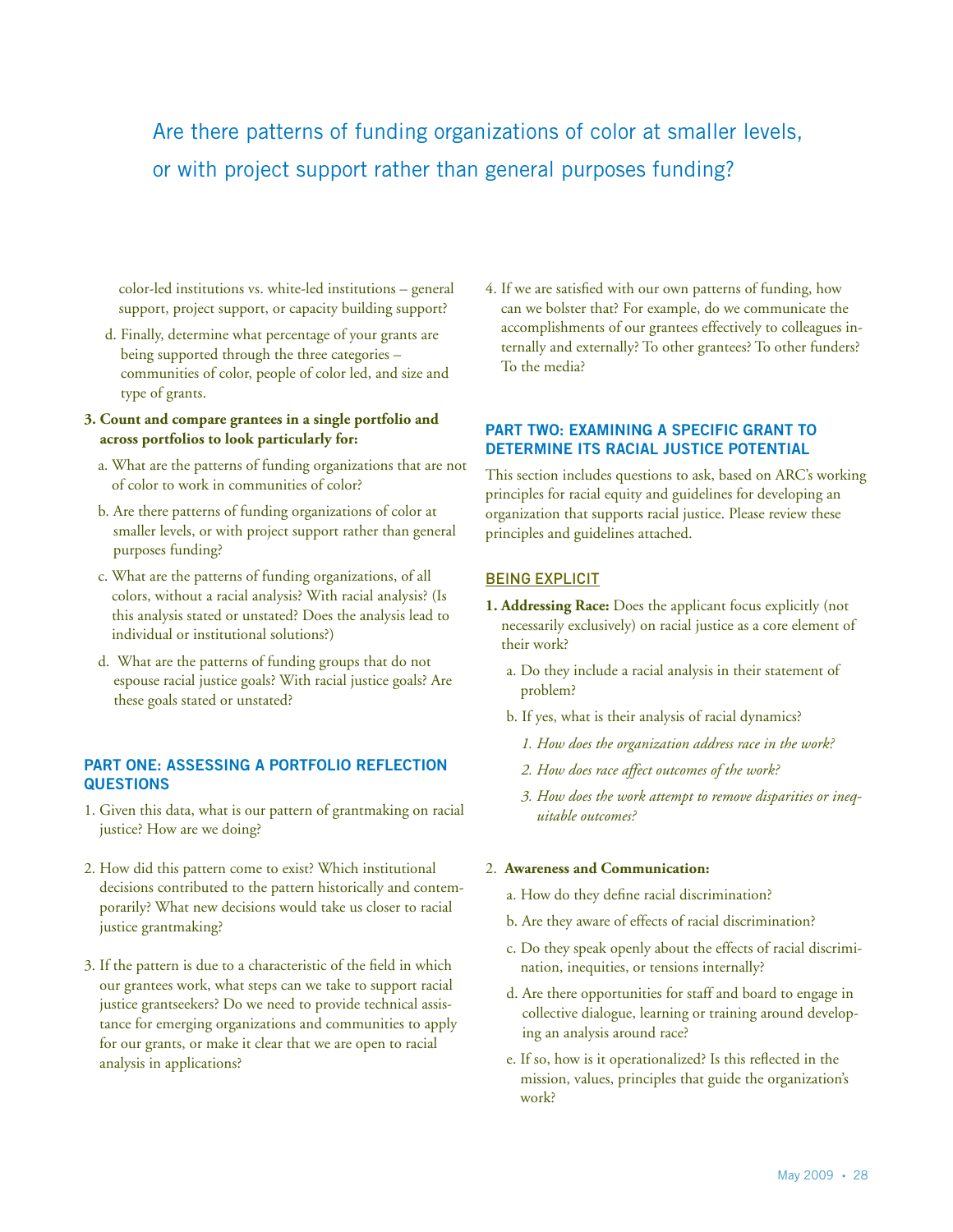> Are there patterns of funding organizations of color at smaller levels, or with project support rather than general purposes funding?

color-led institutions vs. white-led institutions – general support, project support, or capacity building support?

d. Finally, determine what percentage of your grants are being supported through the three categories – communities of color, people of color led, and size and type of grants.

**3. Count and compare grantees in a single portfolio and across portfolios to look particularly for:**

a. What are the patterns of funding organizations that are not of color to work in communities of color?

b. Are there patterns of funding organizations of color at smaller levels, or with project support rather than general purposes funding?

c. What are the patterns of funding organizations, of all colors, without a racial analysis? With racial analysis? (Is this analysis stated or unstated? Does the analysis lead to individual or institutional solutions?)

d. What are the patterns of funding groups that do not espouse racial justice goals? With racial justice goals? Are these goals stated or unstated?

## PART ONE: ASSESSING A PORTFOLIO REFLECTION QUESTIONS

1. Given this data, what is our pattern of grantmaking on racial justice? How are we doing?

2. How did this pattern come to exist? Which institutional decisions contributed to the pattern historically and contemporarily? What new decisions would take us closer to racial justice grantmaking?

3. If the pattern is due to a characteristic of the field in which our grantees work, what steps can we take to support racial justice grantseekers? Do we need to provide technical assistance for emerging organizations and communities to apply for our grants, or make it clear that we are open to racial analysis in applications?

4. If we are satisfied with our own patterns of funding, how can we bolster that? For example, do we communicate the accomplishments of our grantees effectively to colleagues internally and externally? To other grantees? To other funders? To the media?

## PART TWO: EXAMINING A SPECIFIC GRANT TO DETERMINE ITS RACIAL JUSTICE POTENTIAL

This section includes questions to ask, based on ARC's working principles for racial equity and guidelines for developing an organization that supports racial justice. Please review these principles and guidelines attached.

### BEING EXPLICIT

**1. Addressing Race:** Does the applicant focus explicitly (not necessarily exclusively) on racial justice as a core element of their work?

a. Do they include a racial analysis in their statement of problem?

b. If yes, what is their analysis of racial dynamics?

*1. How does the organization address race in the work?*

*2. How does race affect outcomes of the work?*

*3. How does the work attempt to remove disparities or inequitable outcomes?*

**2. Awareness and Communication:**

a. How do they define racial discrimination?

b. Are they aware of effects of racial discrimination?

c. Do they speak openly about the effects of racial discrimination, inequities, or tensions internally?

d. Are there opportunities for staff and board to engage in collective dialogue, learning or training around developing an analysis around race?

e. If so, how is it operationalized? Is this reflected in the mission, values, principles that guide the organization's work?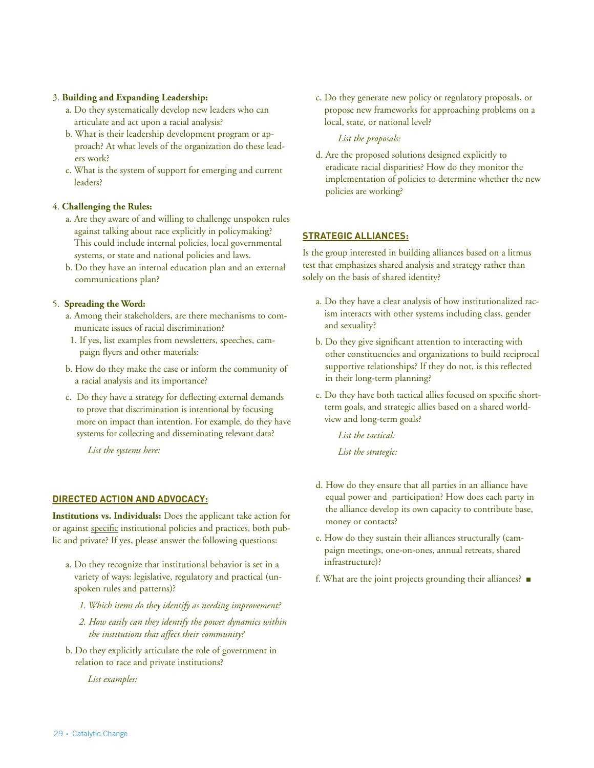3. **Building and Expanding Leadership:**
   a. Do they systematically develop new leaders who can articulate and act upon a racial analysis?
   b. What is their leadership development program or approach? At what levels of the organization do these leaders work?
   c. What is the system of support for emerging and current leaders?

4. **Challenging the Rules:**
   a. Are they aware of and willing to challenge unspoken rules against talking about race explicitly in policymaking? This could include internal policies, local governmental systems, or state and national policies and laws.
   b. Do they have an internal education plan and an external communications plan?

5. **Spreading the Word:**
   a. Among their stakeholders, are there mechanisms to communicate issues of racial discrimination?
      1. If yes, list examples from newsletters, speeches, campaign flyers and other materials:
   b. How do they make the case or inform the community of a racial analysis and its importance?
   c. Do they have a strategy for deflecting external demands to prove that discrimination is intentional by focusing more on impact than intention. For example, do they have systems for collecting and disseminating relevant data?

      *List the systems here:*

## DIRECTED ACTION AND ADVOCACY:

**Institutions vs. Individuals:** Does the applicant take action for or against <u>specific</u> institutional policies and practices, both public and private? If yes, please answer the following questions:

a. Do they recognize that institutional behavior is set in a variety of ways: legislative, regulatory and practical (unspoken rules and patterns)?
   *1. Which items do they identify as needing improvement?*
   *2. How easily can they identify the power dynamics within the institutions that affect their community?*
b. Do they explicitly articulate the role of government in relation to race and private institutions?

   *List examples:*

c. Do they generate new policy or regulatory proposals, or propose new frameworks for approaching problems on a local, state, or national level?

   *List the proposals:*

d. Are the proposed solutions designed explicitly to eradicate racial disparities? How do they monitor the implementation of policies to determine whether the new policies are working?

## STRATEGIC ALLIANCES:

Is the group interested in building alliances based on a litmus test that emphasizes shared analysis and strategy rather than solely on the basis of shared identity?

a. Do they have a clear analysis of how institutionalized racism interacts with other systems including class, gender and sexuality?
b. Do they give significant attention to interacting with other constituencies and organizations to build reciprocal supportive relationships? If they do not, is this reflected in their long-term planning?
c. Do they have both tactical allies focused on specific short-term goals, and strategic allies based on a shared worldview and long-term goals?

   *List the tactical:*

   *List the strategic:*

d. How do they ensure that all parties in an alliance have equal power and participation? How does each party in the alliance develop its own capacity to contribute base, money or contacts?
e. How do they sustain their alliances structurally (campaign meetings, one-on-ones, annual retreats, shared infrastructure)?
f. What are the joint projects grounding their alliances? ■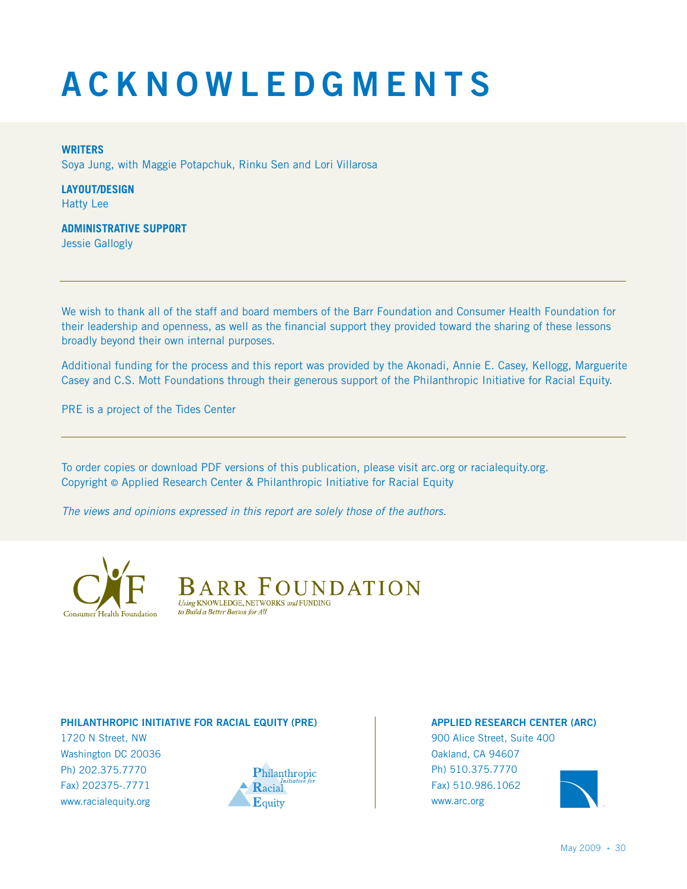# ACKNOWLEDGMENTS

**WRITERS**
Soya Jung, with Maggie Potapchuk, Rinku Sen and Lori Villarosa

**LAYOUT/DESIGN**
Hatty Lee

**ADMINISTRATIVE SUPPORT**
Jessie Gallogly

---

We wish to thank all of the staff and board members of the Barr Foundation and Consumer Health Foundation for their leadership and openness, as well as the financial support they provided toward the sharing of these lessons broadly beyond their own internal purposes.

Additional funding for the process and this report was provided by the Akonadi, Annie E. Casey, Kellogg, Marguerite Casey and C.S. Mott Foundations through their generous support of the Philanthropic Initiative for Racial Equity.

PRE is a project of the Tides Center

---

To order copies or download PDF versions of this publication, please visit arc.org or racialequity.org.
Copyright © Applied Research Center & Philanthropic Initiative for Racial Equity

*The views and opinions expressed in this report are solely those of the authors.*

CHF
Consumer Health Foundation

BARR FOUNDATION
*Using* KNOWLEDGE, NETWORKS *and* FUNDING
*to Build a Better Boston for All*

**PHILANTHROPIC INITIATIVE FOR RACIAL EQUITY (PRE)**
1720 N Street, NW
Washington DC 20036
Ph) 202.375.7770
Fax) 202375-.7771
www.racialequity.org

**APPLIED RESEARCH CENTER (ARC)**
900 Alice Street, Suite 400
Oakland, CA 94607
Ph) 510.375.7770
Fax) 510.986.1062
www.arc.org

May 2009